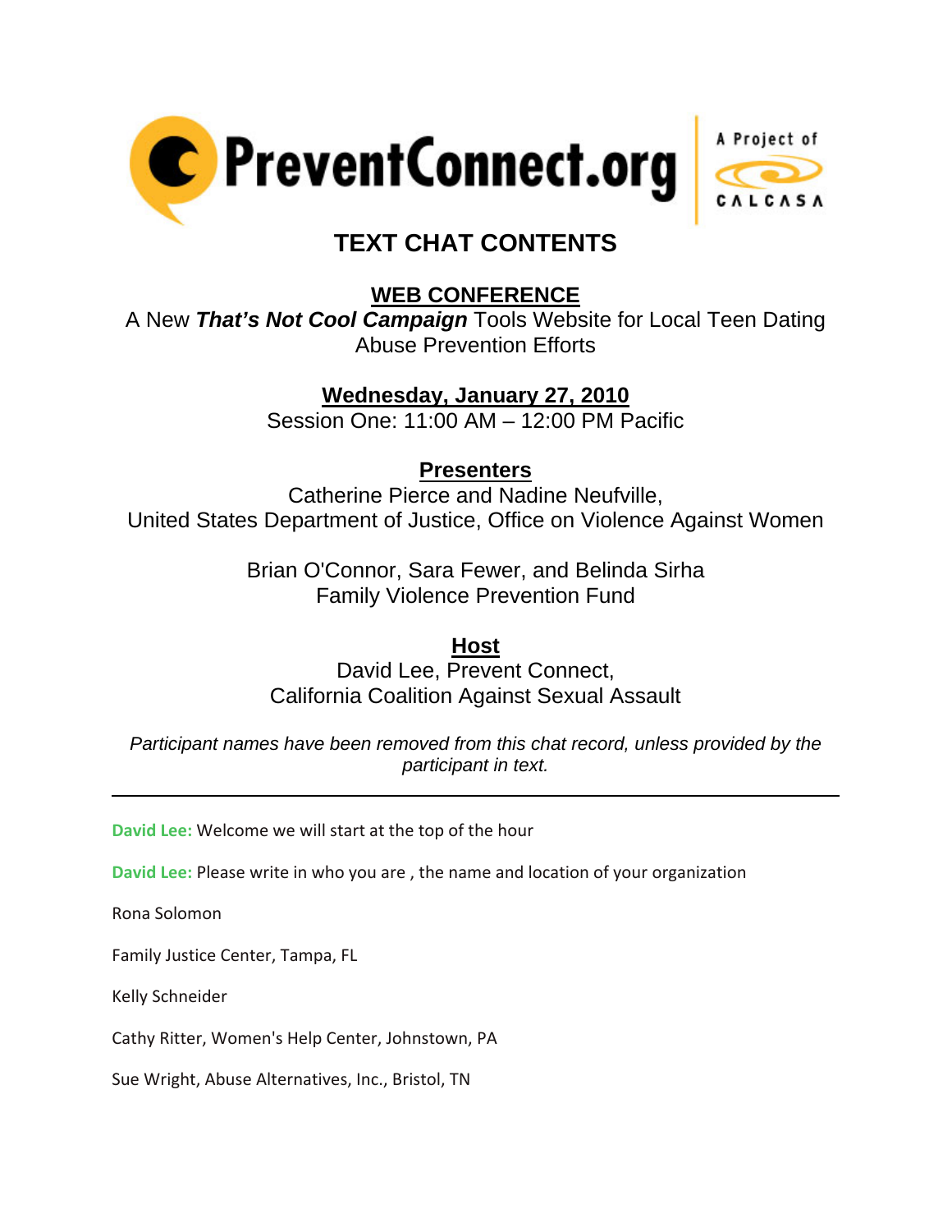PreventConnect.org — A Project of CALCASA

# TEXT CHAT CONTENTS

## WEB CONFERENCE

A New ***That's Not Cool Campaign*** Tools Website for Local Teen Dating Abuse Prevention Efforts

## Wednesday, January 27, 2010

Session One: 11:00 AM – 12:00 PM Pacific

## Presenters

Catherine Pierce and Nadine Neufville,
United States Department of Justice, Office on Violence Against Women

Brian O'Connor, Sara Fewer, and Belinda Sirha
Family Violence Prevention Fund

## Host

David Lee, Prevent Connect,
California Coalition Against Sexual Assault

*Participant names have been removed from this chat record, unless provided by the participant in text.*

---

**David Lee:** Welcome we will start at the top of the hour

**David Lee:** Please write in who you are , the name and location of your organization

Rona Solomon

Family Justice Center, Tampa, FL

Kelly Schneider

Cathy Ritter, Women's Help Center, Johnstown, PA

Sue Wright, Abuse Alternatives, Inc., Bristol, TN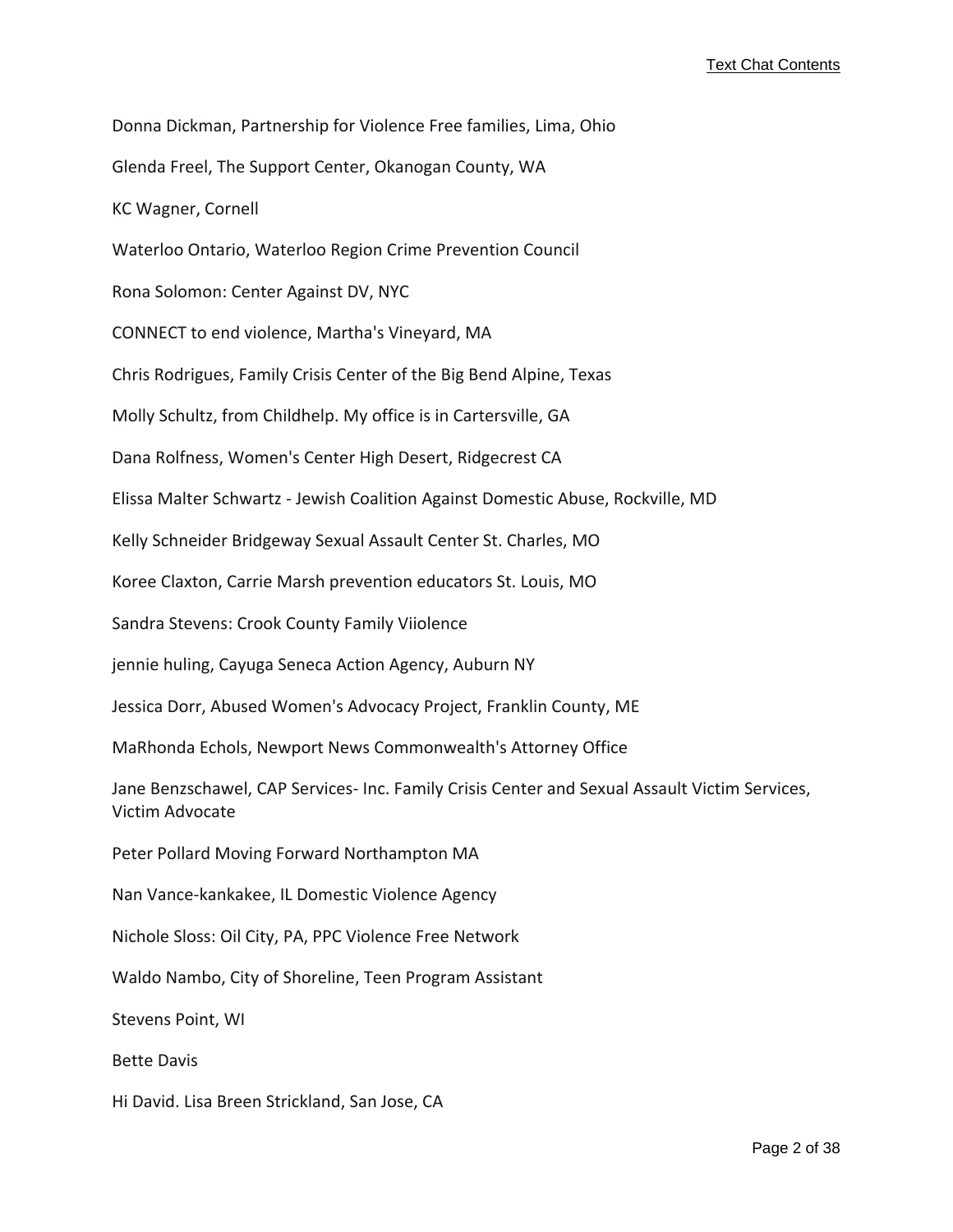Donna Dickman, Partnership for Violence Free families, Lima, Ohio

Glenda Freel, The Support Center, Okanogan County, WA

KC Wagner, Cornell

Waterloo Ontario, Waterloo Region Crime Prevention Council

Rona Solomon: Center Against DV, NYC

CONNECT to end violence, Martha's Vineyard, MA

Chris Rodrigues, Family Crisis Center of the Big Bend Alpine, Texas

Molly Schultz, from Childhelp. My office is in Cartersville, GA

Dana Rolfness, Women's Center High Desert, Ridgecrest CA

Elissa Malter Schwartz - Jewish Coalition Against Domestic Abuse, Rockville, MD

Kelly Schneider Bridgeway Sexual Assault Center St. Charles, MO

Koree Claxton, Carrie Marsh prevention educators St. Louis, MO

Sandra Stevens: Crook County Family Viiolence

jennie huling, Cayuga Seneca Action Agency, Auburn NY

Jessica Dorr, Abused Women's Advocacy Project, Franklin County, ME

MaRhonda Echols, Newport News Commonwealth's Attorney Office

Jane Benzschawel, CAP Services- Inc. Family Crisis Center and Sexual Assault Victim Services, Victim Advocate

Peter Pollard Moving Forward Northampton MA

Nan Vance-kankakee, IL Domestic Violence Agency

Nichole Sloss: Oil City, PA, PPC Violence Free Network

Waldo Nambo, City of Shoreline, Teen Program Assistant

Stevens Point, WI

Bette Davis

Hi David. Lisa Breen Strickland, San Jose, CA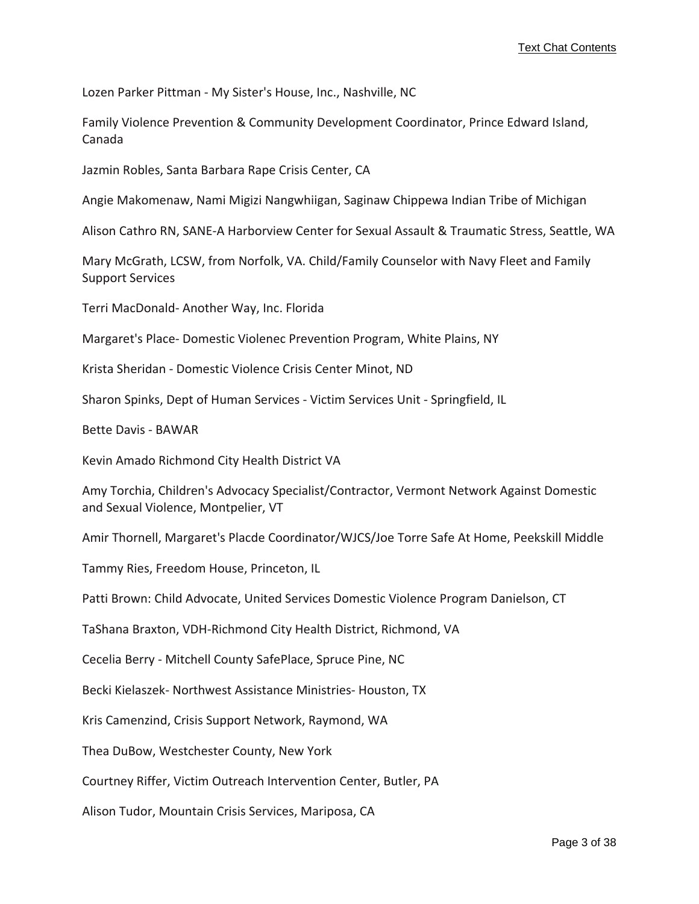Lozen Parker Pittman - My Sister's House, Inc., Nashville, NC

Family Violence Prevention & Community Development Coordinator, Prince Edward Island, Canada

Jazmin Robles, Santa Barbara Rape Crisis Center, CA

Angie Makomenaw, Nami Migizi Nangwhiigan, Saginaw Chippewa Indian Tribe of Michigan

Alison Cathro RN, SANE-A Harborview Center for Sexual Assault & Traumatic Stress, Seattle, WA

Mary McGrath, LCSW, from Norfolk, VA. Child/Family Counselor with Navy Fleet and Family Support Services

Terri MacDonald- Another Way, Inc. Florida

Margaret's Place- Domestic Violenec Prevention Program, White Plains, NY

Krista Sheridan - Domestic Violence Crisis Center Minot, ND

Sharon Spinks, Dept of Human Services - Victim Services Unit - Springfield, IL

Bette Davis - BAWAR

Kevin Amado Richmond City Health District VA

Amy Torchia, Children's Advocacy Specialist/Contractor, Vermont Network Against Domestic and Sexual Violence, Montpelier, VT

Amir Thornell, Margaret's Placde Coordinator/WJCS/Joe Torre Safe At Home, Peekskill Middle

Tammy Ries, Freedom House, Princeton, IL

Patti Brown: Child Advocate, United Services Domestic Violence Program Danielson, CT

TaShana Braxton, VDH-Richmond City Health District, Richmond, VA

Cecelia Berry - Mitchell County SafePlace, Spruce Pine, NC

Becki Kielaszek- Northwest Assistance Ministries- Houston, TX

Kris Camenzind, Crisis Support Network, Raymond, WA

Thea DuBow, Westchester County, New York

Courtney Riffer, Victim Outreach Intervention Center, Butler, PA

Alison Tudor, Mountain Crisis Services, Mariposa, CA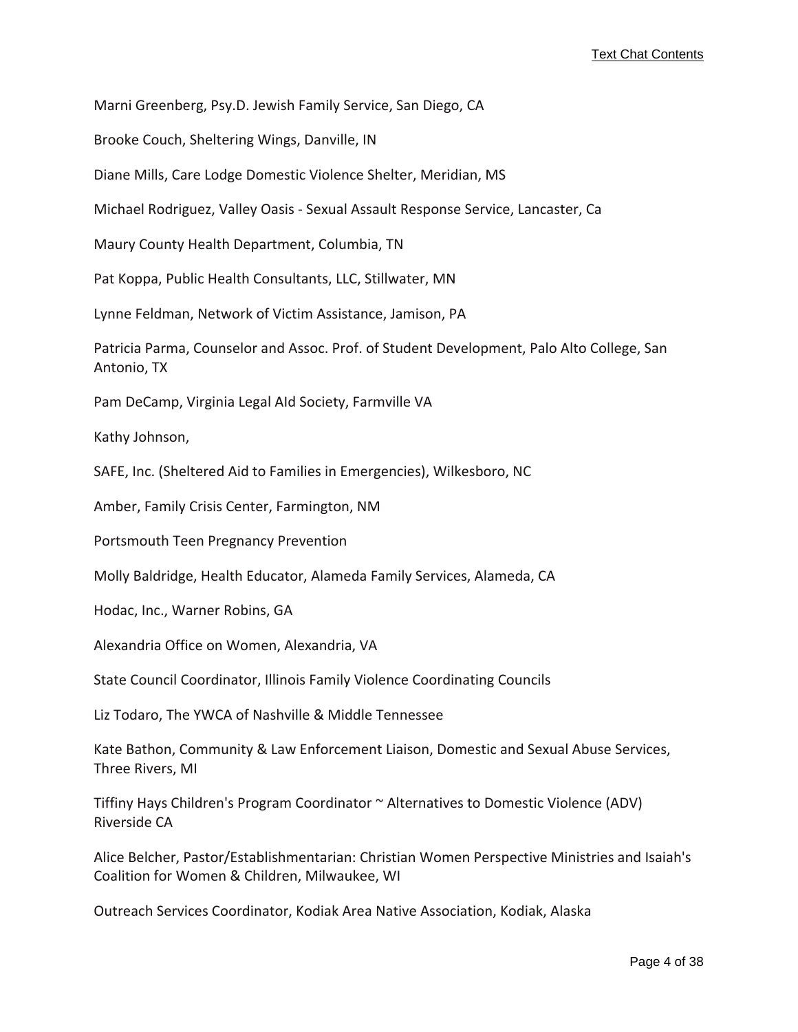Marni Greenberg, Psy.D. Jewish Family Service, San Diego, CA

Brooke Couch, Sheltering Wings, Danville, IN

Diane Mills, Care Lodge Domestic Violence Shelter, Meridian, MS

Michael Rodriguez, Valley Oasis - Sexual Assault Response Service, Lancaster, Ca

Maury County Health Department, Columbia, TN

Pat Koppa, Public Health Consultants, LLC, Stillwater, MN

Lynne Feldman, Network of Victim Assistance, Jamison, PA

Patricia Parma, Counselor and Assoc. Prof. of Student Development, Palo Alto College, San Antonio, TX

Pam DeCamp, Virginia Legal AId Society, Farmville VA

Kathy Johnson,

SAFE, Inc. (Sheltered Aid to Families in Emergencies), Wilkesboro, NC

Amber, Family Crisis Center, Farmington, NM

Portsmouth Teen Pregnancy Prevention

Molly Baldridge, Health Educator, Alameda Family Services, Alameda, CA

Hodac, Inc., Warner Robins, GA

Alexandria Office on Women, Alexandria, VA

State Council Coordinator, Illinois Family Violence Coordinating Councils

Liz Todaro, The YWCA of Nashville & Middle Tennessee

Kate Bathon, Community & Law Enforcement Liaison, Domestic and Sexual Abuse Services, Three Rivers, MI

Tiffiny Hays Children's Program Coordinator ~ Alternatives to Domestic Violence (ADV) Riverside CA

Alice Belcher, Pastor/Establishmentarian: Christian Women Perspective Ministries and Isaiah's Coalition for Women & Children, Milwaukee, WI

Outreach Services Coordinator, Kodiak Area Native Association, Kodiak, Alaska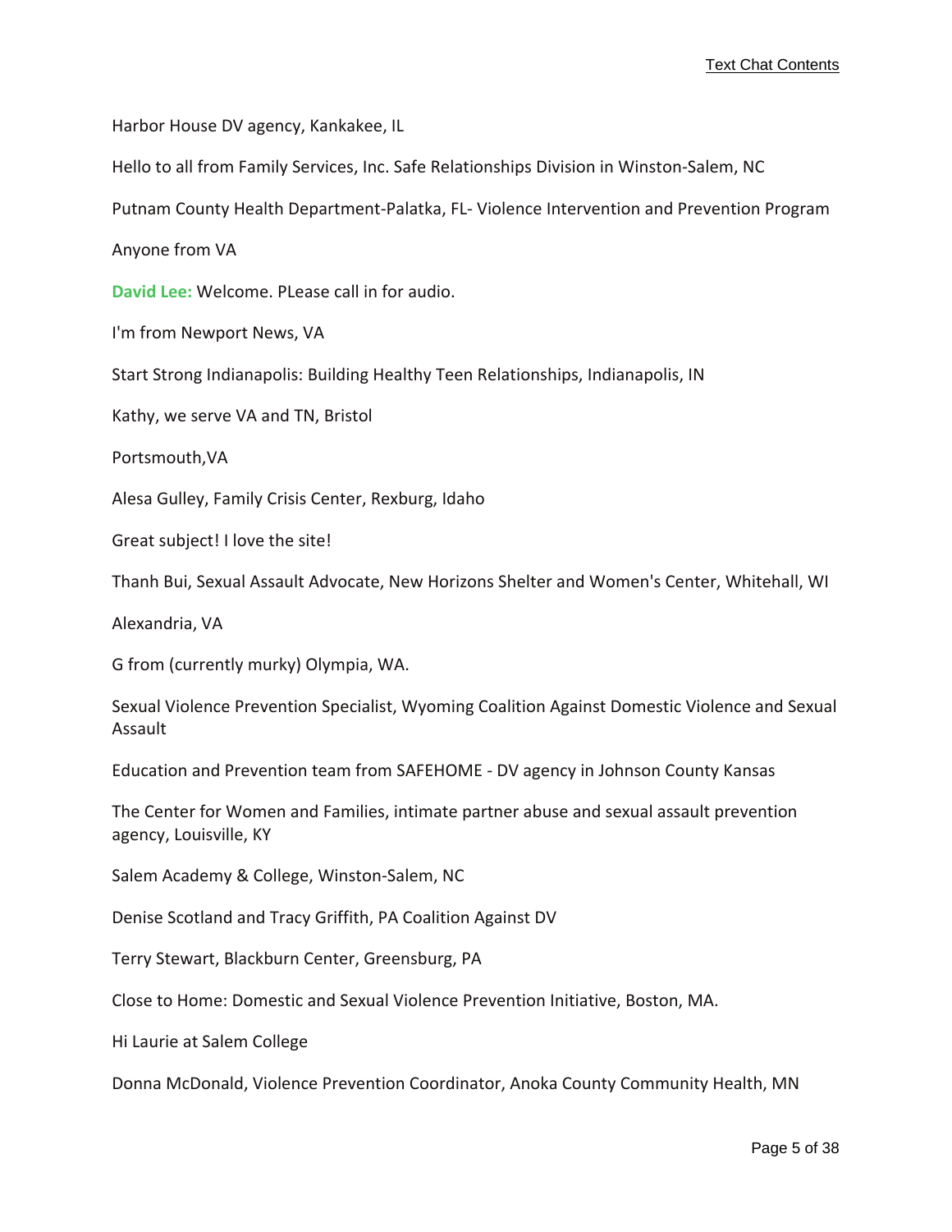Harbor House DV agency, Kankakee, IL

Hello to all from Family Services, Inc. Safe Relationships Division in Winston-Salem, NC

Putnam County Health Department-Palatka, FL- Violence Intervention and Prevention Program

Anyone from VA

**David Lee:** Welcome. PLease call in for audio.

I'm from Newport News, VA

Start Strong Indianapolis: Building Healthy Teen Relationships, Indianapolis, IN

Kathy, we serve VA and TN, Bristol

Portsmouth,VA

Alesa Gulley, Family Crisis Center, Rexburg, Idaho

Great subject! I love the site!

Thanh Bui, Sexual Assault Advocate, New Horizons Shelter and Women's Center, Whitehall, WI

Alexandria, VA

G from (currently murky) Olympia, WA.

Sexual Violence Prevention Specialist, Wyoming Coalition Against Domestic Violence and Sexual Assault

Education and Prevention team from SAFEHOME - DV agency in Johnson County Kansas

The Center for Women and Families, intimate partner abuse and sexual assault prevention agency, Louisville, KY

Salem Academy & College, Winston-Salem, NC

Denise Scotland and Tracy Griffith, PA Coalition Against DV

Terry Stewart, Blackburn Center, Greensburg, PA

Close to Home: Domestic and Sexual Violence Prevention Initiative, Boston, MA.

Hi Laurie at Salem College

Donna McDonald, Violence Prevention Coordinator, Anoka County Community Health, MN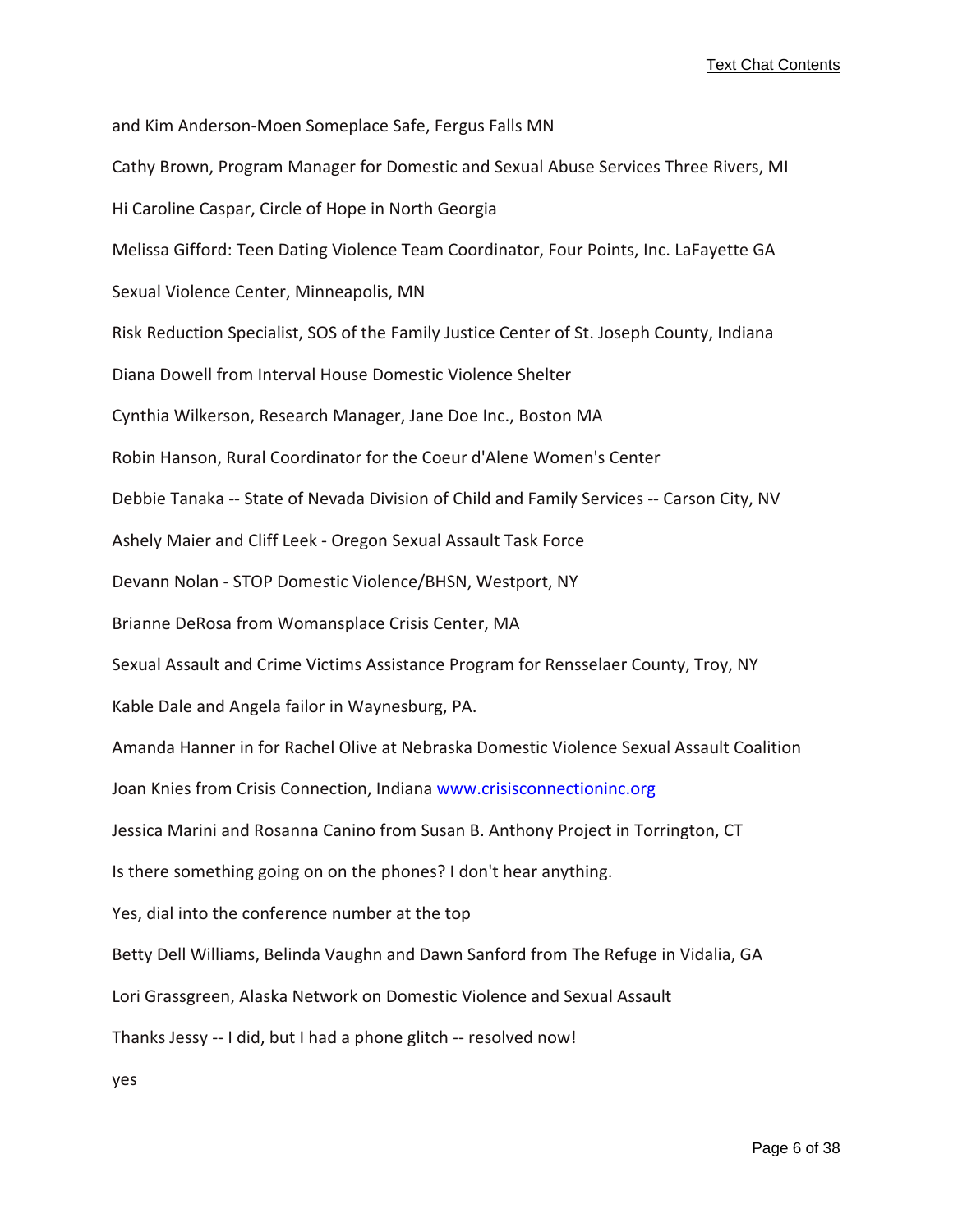and Kim Anderson-Moen Someplace Safe, Fergus Falls MN

Cathy Brown, Program Manager for Domestic and Sexual Abuse Services Three Rivers, MI

Hi Caroline Caspar, Circle of Hope in North Georgia

Melissa Gifford: Teen Dating Violence Team Coordinator, Four Points, Inc. LaFayette GA

Sexual Violence Center, Minneapolis, MN

Risk Reduction Specialist, SOS of the Family Justice Center of St. Joseph County, Indiana

Diana Dowell from Interval House Domestic Violence Shelter

Cynthia Wilkerson, Research Manager, Jane Doe Inc., Boston MA

Robin Hanson, Rural Coordinator for the Coeur d'Alene Women's Center

Debbie Tanaka -- State of Nevada Division of Child and Family Services -- Carson City, NV

Ashely Maier and Cliff Leek - Oregon Sexual Assault Task Force

Devann Nolan - STOP Domestic Violence/BHSN, Westport, NY

Brianne DeRosa from Womansplace Crisis Center, MA

Sexual Assault and Crime Victims Assistance Program for Rensselaer County, Troy, NY

Kable Dale and Angela failor in Waynesburg, PA.

Amanda Hanner in for Rachel Olive at Nebraska Domestic Violence Sexual Assault Coalition

Joan Knies from Crisis Connection, Indiana [www.crisisconnectioninc.org](http://www.crisisconnectioninc.org)

Jessica Marini and Rosanna Canino from Susan B. Anthony Project in Torrington, CT

Is there something going on on the phones? I don't hear anything.

Yes, dial into the conference number at the top

Betty Dell Williams, Belinda Vaughn and Dawn Sanford from The Refuge in Vidalia, GA

Lori Grassgreen, Alaska Network on Domestic Violence and Sexual Assault

Thanks Jessy -- I did, but I had a phone glitch -- resolved now!

yes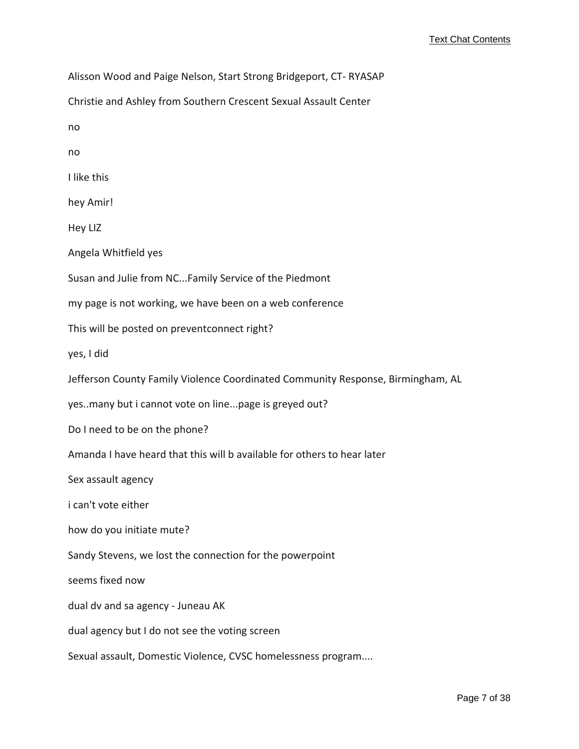Alisson Wood and Paige Nelson, Start Strong Bridgeport, CT- RYASAP

Christie and Ashley from Southern Crescent Sexual Assault Center

no

no

I like this

hey Amir!

Hey LIZ

Angela Whitfield yes

Susan and Julie from NC...Family Service of the Piedmont

my page is not working, we have been on a web conference

This will be posted on preventconnect right?

yes, I did

Jefferson County Family Violence Coordinated Community Response, Birmingham, AL

yes..many but i cannot vote on line...page is greyed out?

Do I need to be on the phone?

Amanda I have heard that this will b available for others to hear later

Sex assault agency

i can't vote either

how do you initiate mute?

Sandy Stevens, we lost the connection for the powerpoint

seems fixed now

dual dv and sa agency - Juneau AK

dual agency but I do not see the voting screen

Sexual assault, Domestic Violence, CVSC homelessness program....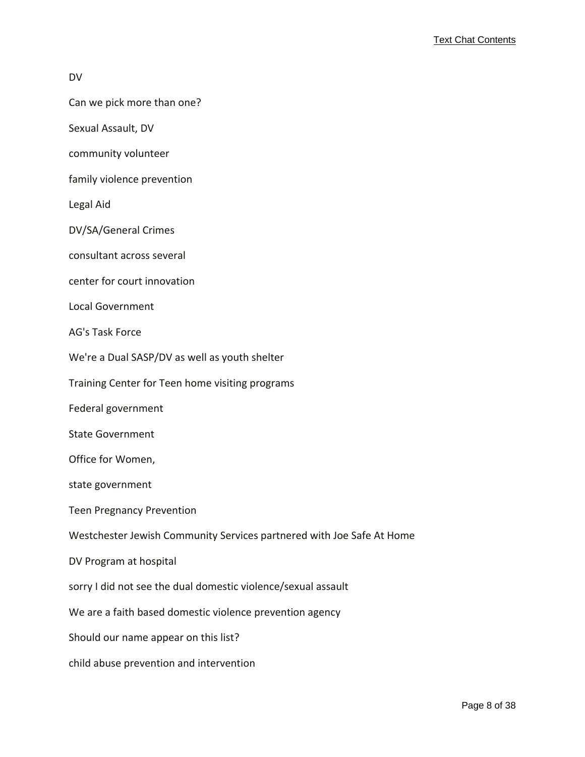DV

Can we pick more than one?

Sexual Assault, DV

community volunteer

family violence prevention

Legal Aid

DV/SA/General Crimes

consultant across several

center for court innovation

Local Government

AG's Task Force

We're a Dual SASP/DV as well as youth shelter

Training Center for Teen home visiting programs

Federal government

State Government

Office for Women,

state government

Teen Pregnancy Prevention

Westchester Jewish Community Services partnered with Joe Safe At Home

DV Program at hospital

sorry I did not see the dual domestic violence/sexual assault

We are a faith based domestic violence prevention agency

Should our name appear on this list?

child abuse prevention and intervention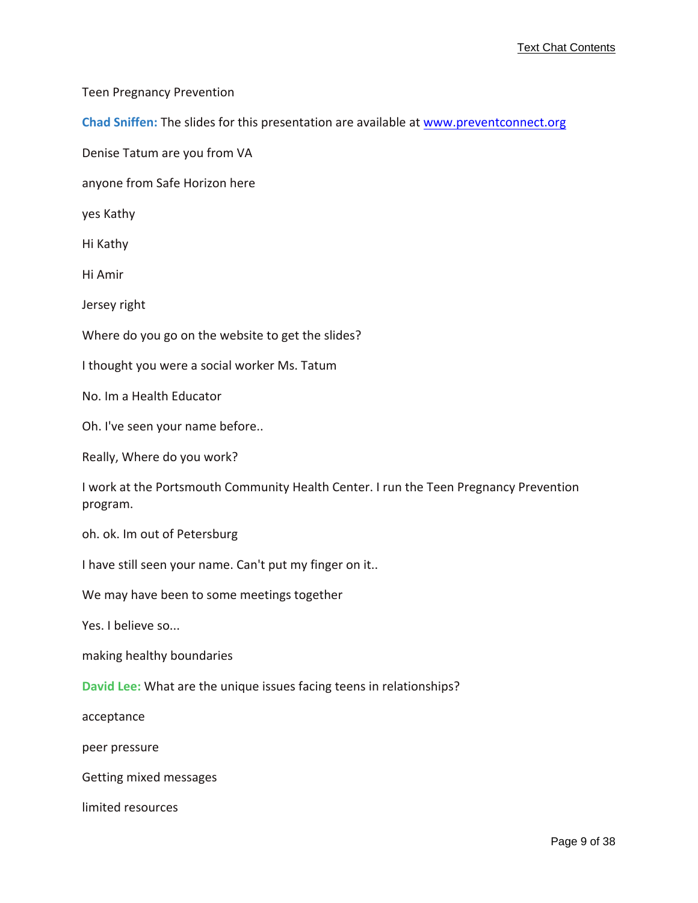Teen Pregnancy Prevention

**Chad Sniffen:** The slides for this presentation are available at [www.preventconnect.org](http://www.preventconnect.org)

Denise Tatum are you from VA

anyone from Safe Horizon here

yes Kathy

Hi Kathy

Hi Amir

Jersey right

Where do you go on the website to get the slides?

I thought you were a social worker Ms. Tatum

No. Im a Health Educator

Oh. I've seen your name before..

Really, Where do you work?

I work at the Portsmouth Community Health Center. I run the Teen Pregnancy Prevention program.

oh. ok. Im out of Petersburg

I have still seen your name. Can't put my finger on it..

We may have been to some meetings together

Yes. I believe so...

making healthy boundaries

**David Lee:** What are the unique issues facing teens in relationships?

acceptance

peer pressure

Getting mixed messages

limited resources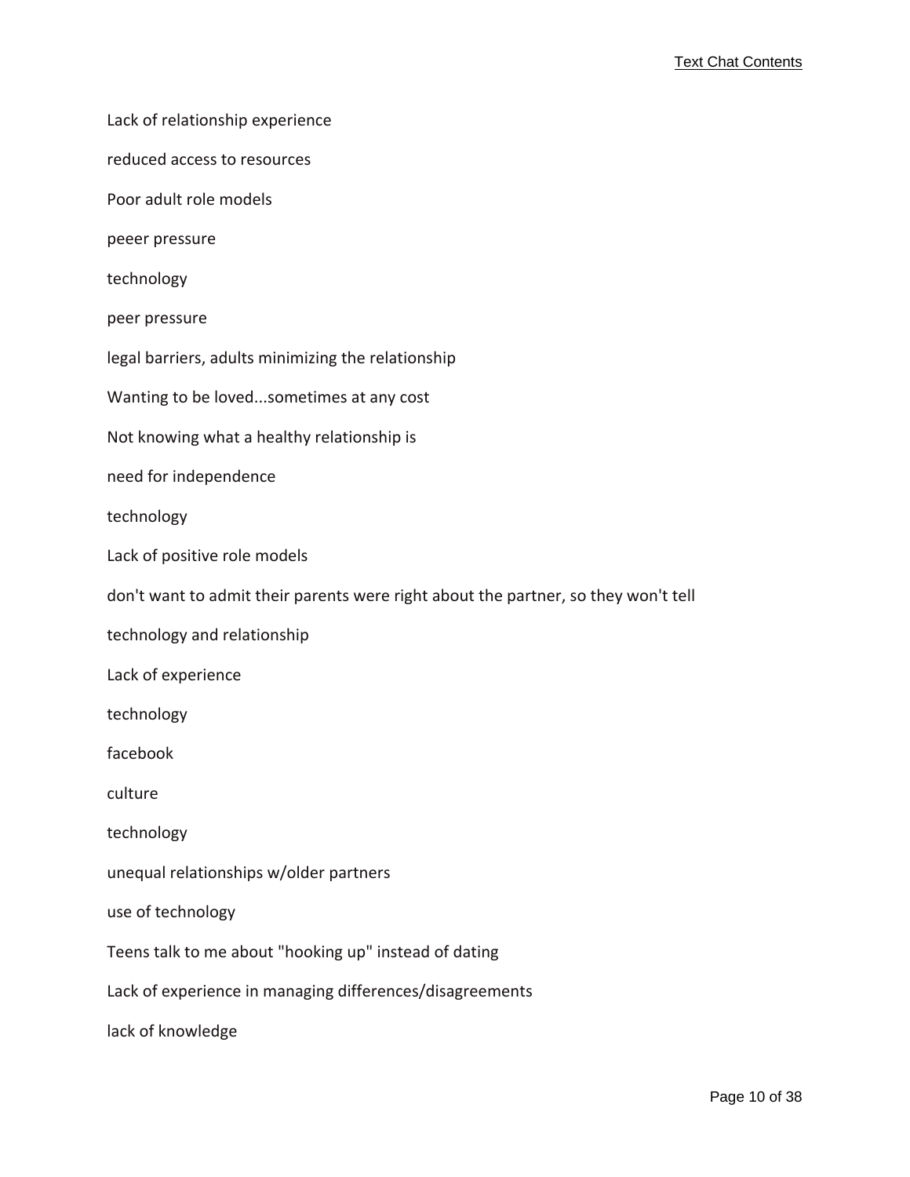Lack of relationship experience

reduced access to resources

Poor adult role models

peeer pressure

technology

peer pressure

legal barriers, adults minimizing the relationship

Wanting to be loved...sometimes at any cost

Not knowing what a healthy relationship is

need for independence

technology

Lack of positive role models

don't want to admit their parents were right about the partner, so they won't tell

technology and relationship

Lack of experience

technology

facebook

culture

technology

unequal relationships w/older partners

use of technology

Teens talk to me about "hooking up" instead of dating

Lack of experience in managing differences/disagreements

lack of knowledge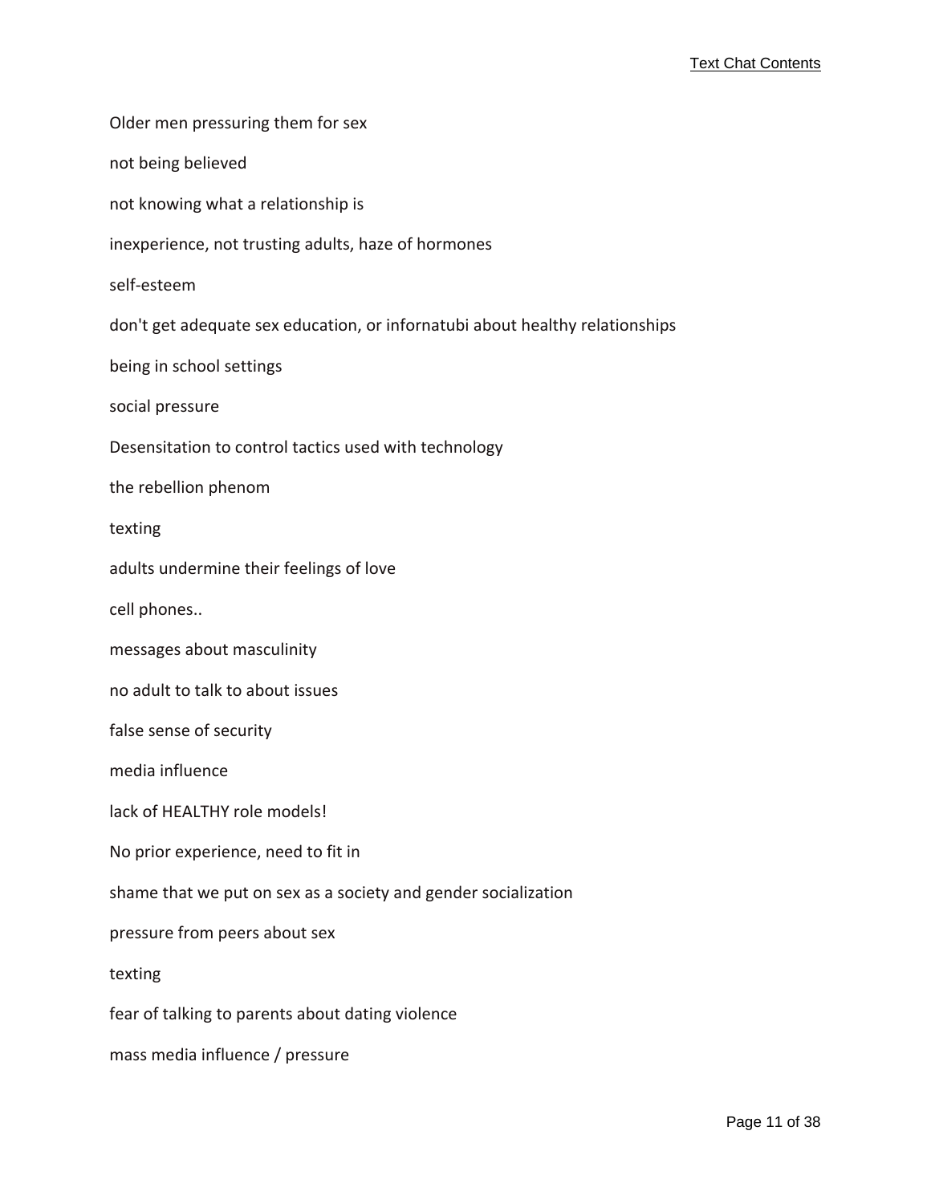Older men pressuring them for sex

not being believed

not knowing what a relationship is

inexperience, not trusting adults, haze of hormones

self-esteem

don't get adequate sex education, or infornatubi about healthy relationships

being in school settings

social pressure

Desensitation to control tactics used with technology

the rebellion phenom

texting

adults undermine their feelings of love

cell phones..

messages about masculinity

no adult to talk to about issues

false sense of security

media influence

lack of HEALTHY role models!

No prior experience, need to fit in

shame that we put on sex as a society and gender socialization

pressure from peers about sex

texting

fear of talking to parents about dating violence

mass media influence / pressure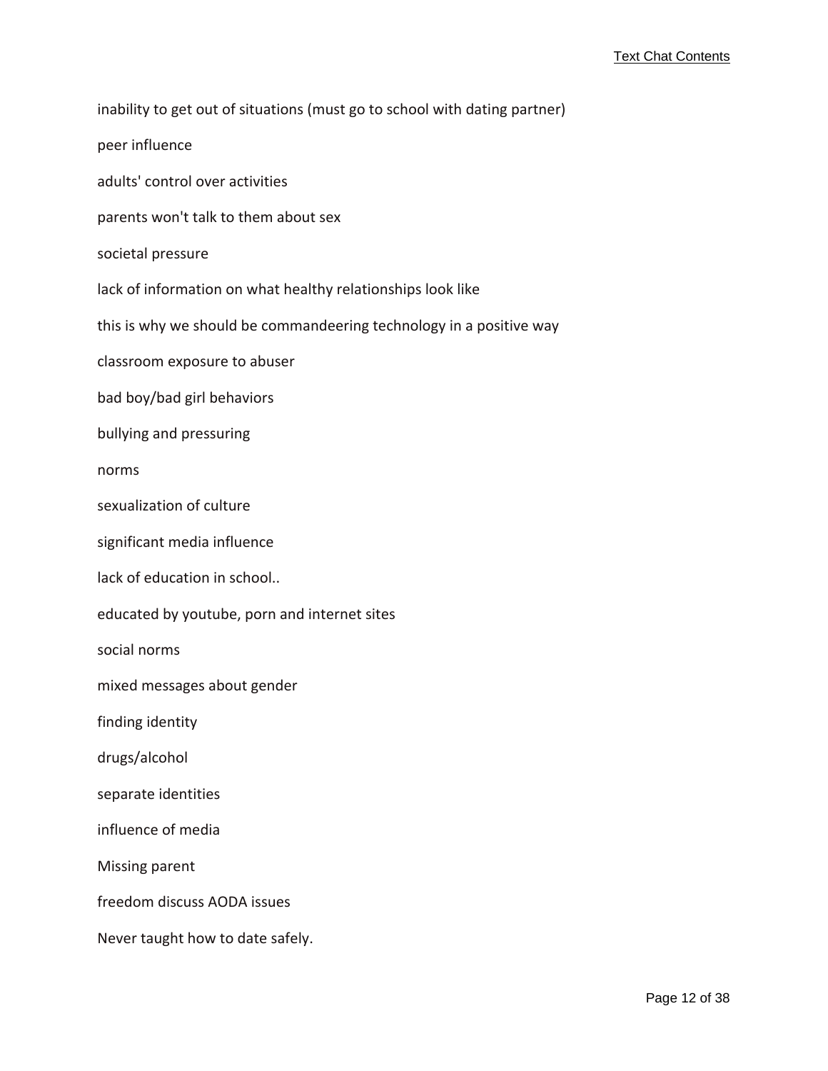inability to get out of situations (must go to school with dating partner)

peer influence

adults' control over activities

parents won't talk to them about sex

societal pressure

lack of information on what healthy relationships look like

this is why we should be commandeering technology in a positive way

classroom exposure to abuser

bad boy/bad girl behaviors

bullying and pressuring

norms

sexualization of culture

significant media influence

lack of education in school..

educated by youtube, porn and internet sites

social norms

mixed messages about gender

finding identity

drugs/alcohol

separate identities

influence of media

Missing parent

freedom discuss AODA issues

Never taught how to date safely.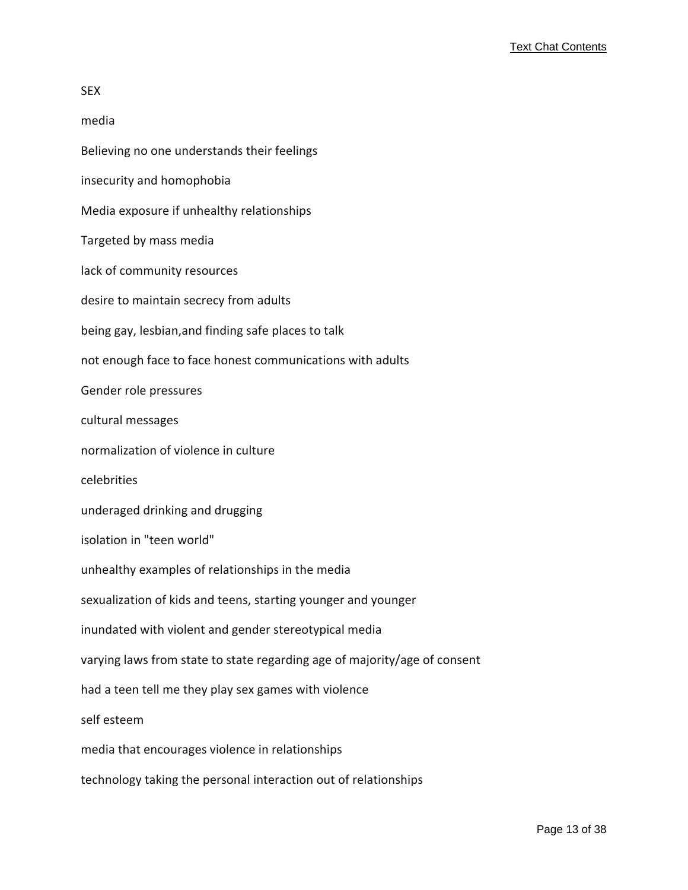SEX

media

Believing no one understands their feelings

insecurity and homophobia

Media exposure if unhealthy relationships

Targeted by mass media

lack of community resources

desire to maintain secrecy from adults

being gay, lesbian,and finding safe places to talk

not enough face to face honest communications with adults

Gender role pressures

cultural messages

normalization of violence in culture

celebrities

underaged drinking and drugging

isolation in "teen world"

unhealthy examples of relationships in the media

sexualization of kids and teens, starting younger and younger

inundated with violent and gender stereotypical media

varying laws from state to state regarding age of majority/age of consent

had a teen tell me they play sex games with violence

self esteem

media that encourages violence in relationships

technology taking the personal interaction out of relationships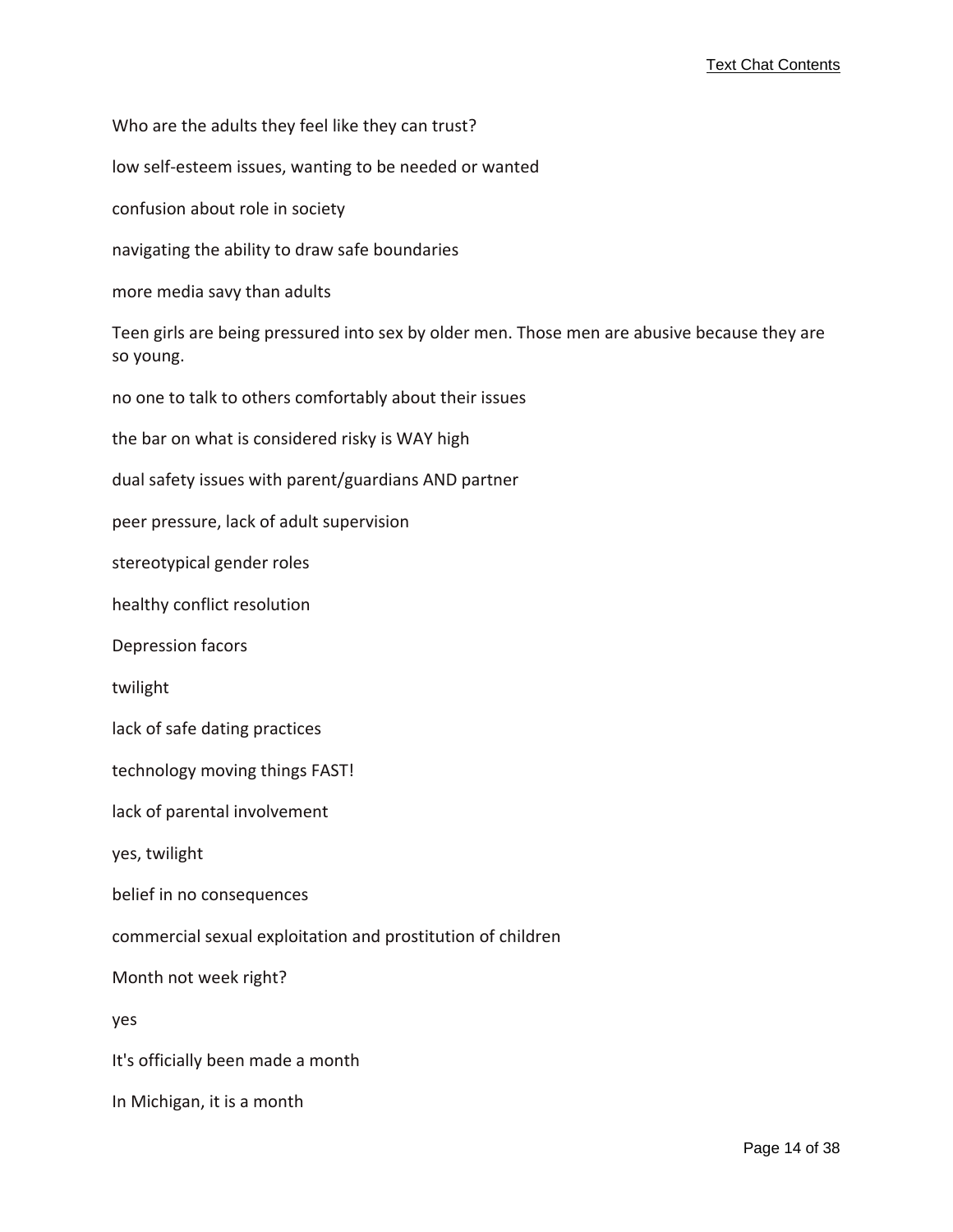Who are the adults they feel like they can trust?

low self-esteem issues, wanting to be needed or wanted

confusion about role in society

navigating the ability to draw safe boundaries

more media savy than adults

Teen girls are being pressured into sex by older men. Those men are abusive because they are so young.

no one to talk to others comfortably about their issues

the bar on what is considered risky is WAY high

dual safety issues with parent/guardians AND partner

peer pressure, lack of adult supervision

stereotypical gender roles

healthy conflict resolution

Depression facors

twilight

lack of safe dating practices

technology moving things FAST!

lack of parental involvement

yes, twilight

belief in no consequences

commercial sexual exploitation and prostitution of children

Month not week right?

yes

It's officially been made a month

In Michigan, it is a month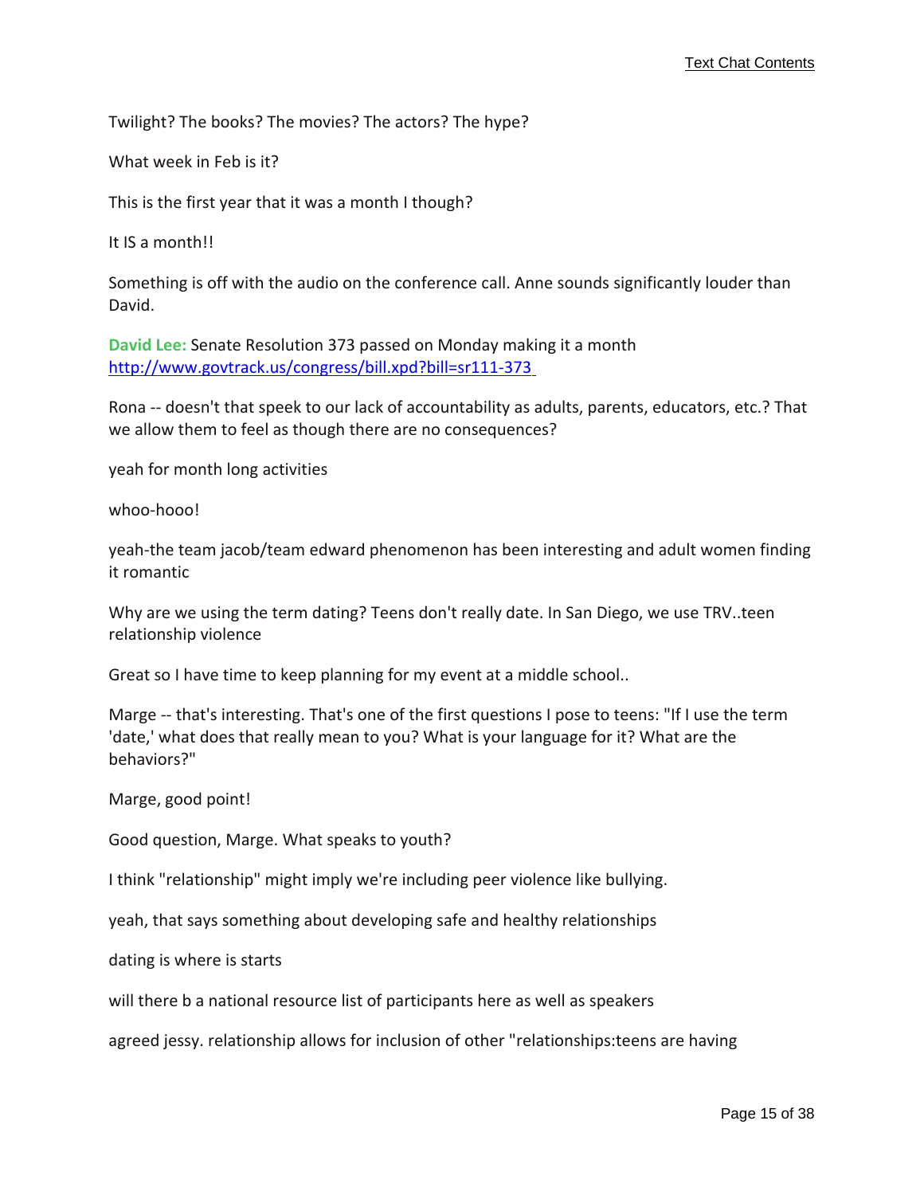Twilight? The books? The movies? The actors? The hype?

What week in Feb is it?

This is the first year that it was a month I though?

It IS a month!!

Something is off with the audio on the conference call. Anne sounds significantly louder than David.

**David Lee:** Senate Resolution 373 passed on Monday making it a month http://www.govtrack.us/congress/bill.xpd?bill=sr111-373

Rona -- doesn't that speek to our lack of accountability as adults, parents, educators, etc.? That we allow them to feel as though there are no consequences?

yeah for month long activities

whoo-hooo!

yeah-the team jacob/team edward phenomenon has been interesting and adult women finding it romantic

Why are we using the term dating? Teens don't really date. In San Diego, we use TRV..teen relationship violence

Great so I have time to keep planning for my event at a middle school..

Marge -- that's interesting. That's one of the first questions I pose to teens: "If I use the term 'date,' what does that really mean to you? What is your language for it? What are the behaviors?"

Marge, good point!

Good question, Marge. What speaks to youth?

I think "relationship" might imply we're including peer violence like bullying.

yeah, that says something about developing safe and healthy relationships

dating is where is starts

will there b a national resource list of participants here as well as speakers

agreed jessy. relationship allows for inclusion of other "relationships:teens are having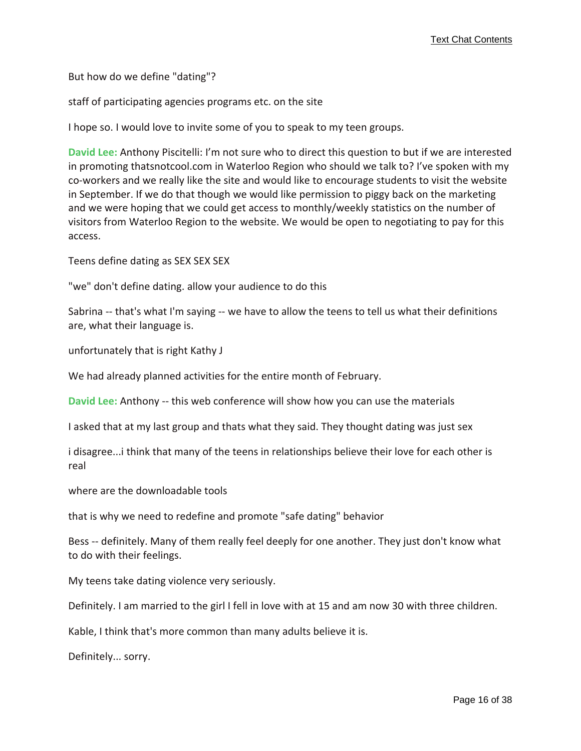But how do we define "dating"?

staff of participating agencies programs etc. on the site

I hope so. I would love to invite some of you to speak to my teen groups.

**David Lee:** Anthony Piscitelli: I'm not sure who to direct this question to but if we are interested in promoting thatsnotcool.com in Waterloo Region who should we talk to? I've spoken with my co-workers and we really like the site and would like to encourage students to visit the website in September. If we do that though we would like permission to piggy back on the marketing and we were hoping that we could get access to monthly/weekly statistics on the number of visitors from Waterloo Region to the website. We would be open to negotiating to pay for this access.

Teens define dating as SEX SEX SEX

"we" don't define dating. allow your audience to do this

Sabrina -- that's what I'm saying -- we have to allow the teens to tell us what their definitions are, what their language is.

unfortunately that is right Kathy J

We had already planned activities for the entire month of February.

**David Lee:** Anthony -- this web conference will show how you can use the materials

I asked that at my last group and thats what they said. They thought dating was just sex

i disagree...i think that many of the teens in relationships believe their love for each other is real

where are the downloadable tools

that is why we need to redefine and promote "safe dating" behavior

Bess -- definitely. Many of them really feel deeply for one another. They just don't know what to do with their feelings.

My teens take dating violence very seriously.

Definitely. I am married to the girl I fell in love with at 15 and am now 30 with three children.

Kable, I think that's more common than many adults believe it is.

Definitely... sorry.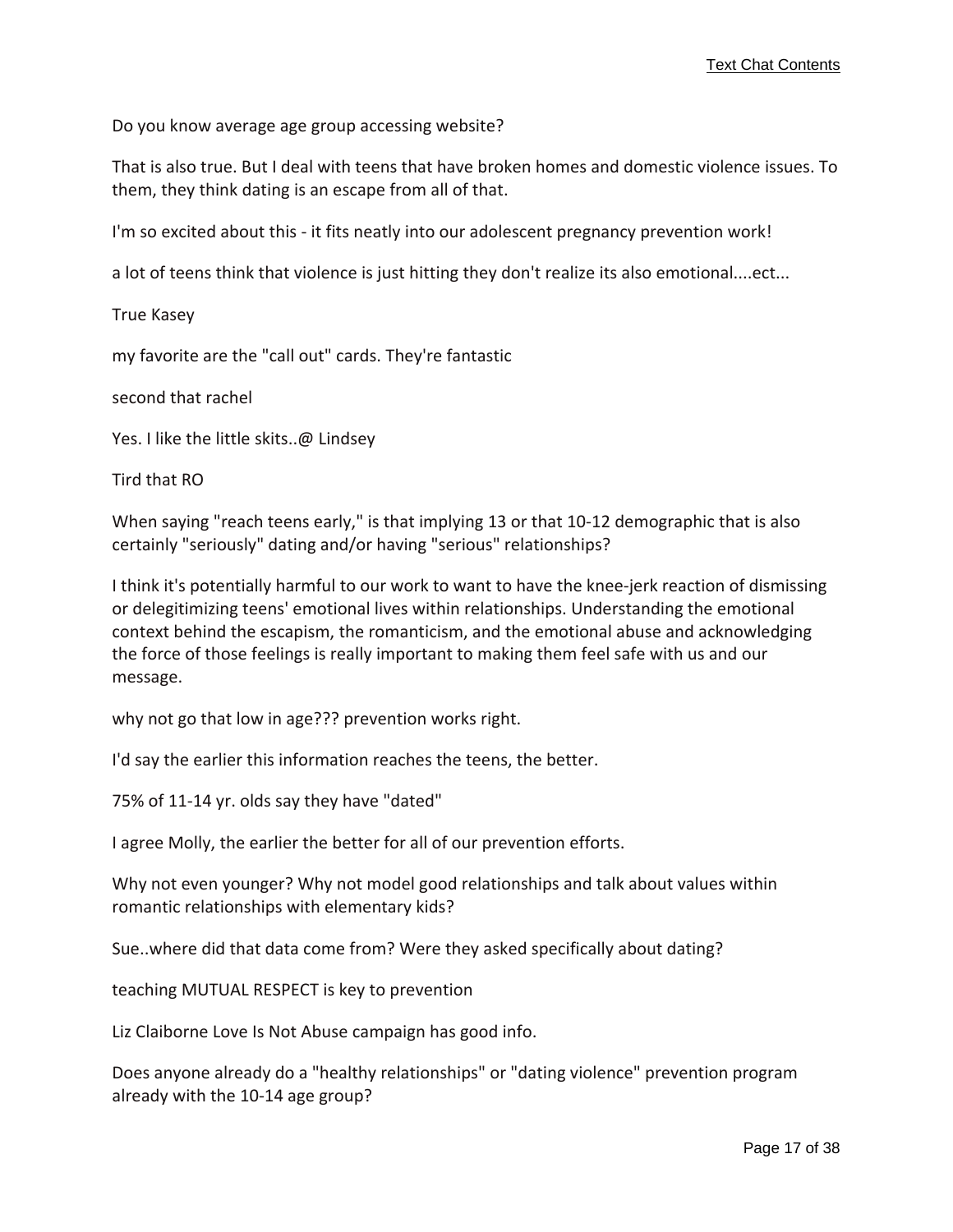Do you know average age group accessing website?

That is also true. But I deal with teens that have broken homes and domestic violence issues. To them, they think dating is an escape from all of that.

I'm so excited about this - it fits neatly into our adolescent pregnancy prevention work!

a lot of teens think that violence is just hitting they don't realize its also emotional....ect...

True Kasey

my favorite are the "call out" cards. They're fantastic

second that rachel

Yes. I like the little skits..@ Lindsey

Tird that RO

When saying "reach teens early," is that implying 13 or that 10-12 demographic that is also certainly "seriously" dating and/or having "serious" relationships?

I think it's potentially harmful to our work to want to have the knee-jerk reaction of dismissing or delegitimizing teens' emotional lives within relationships. Understanding the emotional context behind the escapism, the romanticism, and the emotional abuse and acknowledging the force of those feelings is really important to making them feel safe with us and our message.

why not go that low in age??? prevention works right.

I'd say the earlier this information reaches the teens, the better.

75% of 11-14 yr. olds say they have "dated"

I agree Molly, the earlier the better for all of our prevention efforts.

Why not even younger? Why not model good relationships and talk about values within romantic relationships with elementary kids?

Sue..where did that data come from? Were they asked specifically about dating?

teaching MUTUAL RESPECT is key to prevention

Liz Claiborne Love Is Not Abuse campaign has good info.

Does anyone already do a "healthy relationships" or "dating violence" prevention program already with the 10-14 age group?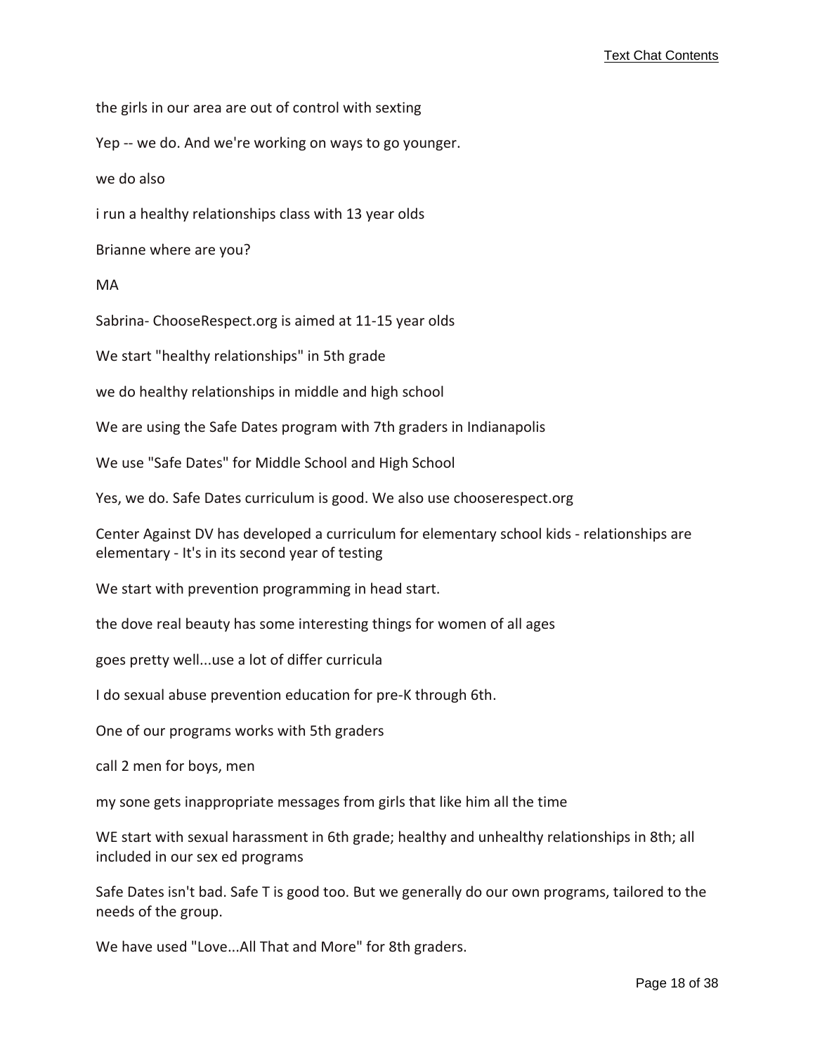the girls in our area are out of control with sexting

Yep -- we do. And we're working on ways to go younger.

we do also

i run a healthy relationships class with 13 year olds

Brianne where are you?

MA

Sabrina- ChooseRespect.org is aimed at 11-15 year olds

We start "healthy relationships" in 5th grade

we do healthy relationships in middle and high school

We are using the Safe Dates program with 7th graders in Indianapolis

We use "Safe Dates" for Middle School and High School

Yes, we do. Safe Dates curriculum is good. We also use chooserespect.org

Center Against DV has developed a curriculum for elementary school kids - relationships are elementary - It's in its second year of testing

We start with prevention programming in head start.

the dove real beauty has some interesting things for women of all ages

goes pretty well...use a lot of differ curricula

I do sexual abuse prevention education for pre-K through 6th.

One of our programs works with 5th graders

call 2 men for boys, men

my sone gets inappropriate messages from girls that like him all the time

WE start with sexual harassment in 6th grade; healthy and unhealthy relationships in 8th; all included in our sex ed programs

Safe Dates isn't bad. Safe T is good too. But we generally do our own programs, tailored to the needs of the group.

We have used "Love...All That and More" for 8th graders.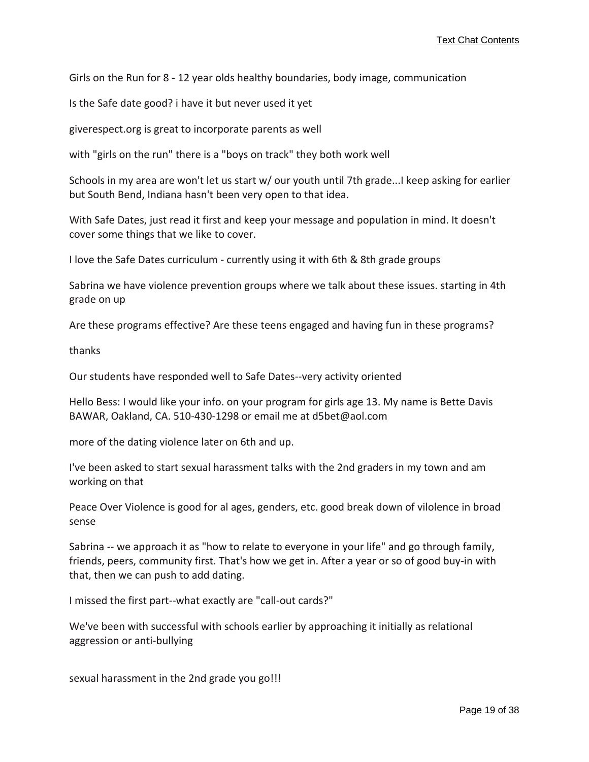Girls on the Run for 8 - 12 year olds healthy boundaries, body image, communication

Is the Safe date good? i have it but never used it yet

giverespect.org is great to incorporate parents as well

with "girls on the run" there is a "boys on track" they both work well

Schools in my area are won't let us start w/ our youth until 7th grade...I keep asking for earlier but South Bend, Indiana hasn't been very open to that idea.

With Safe Dates, just read it first and keep your message and population in mind. It doesn't cover some things that we like to cover.

I love the Safe Dates curriculum - currently using it with 6th & 8th grade groups

Sabrina we have violence prevention groups where we talk about these issues. starting in 4th grade on up

Are these programs effective? Are these teens engaged and having fun in these programs?

thanks

Our students have responded well to Safe Dates--very activity oriented

Hello Bess: I would like your info. on your program for girls age 13. My name is Bette Davis BAWAR, Oakland, CA. 510-430-1298 or email me at d5bet@aol.com

more of the dating violence later on 6th and up.

I've been asked to start sexual harassment talks with the 2nd graders in my town and am working on that

Peace Over Violence is good for al ages, genders, etc. good break down of vilolence in broad sense

Sabrina -- we approach it as "how to relate to everyone in your life" and go through family, friends, peers, community first. That's how we get in. After a year or so of good buy-in with that, then we can push to add dating.

I missed the first part--what exactly are "call-out cards?"

We've been with successful with schools earlier by approaching it initially as relational aggression or anti-bullying

sexual harassment in the 2nd grade you go!!!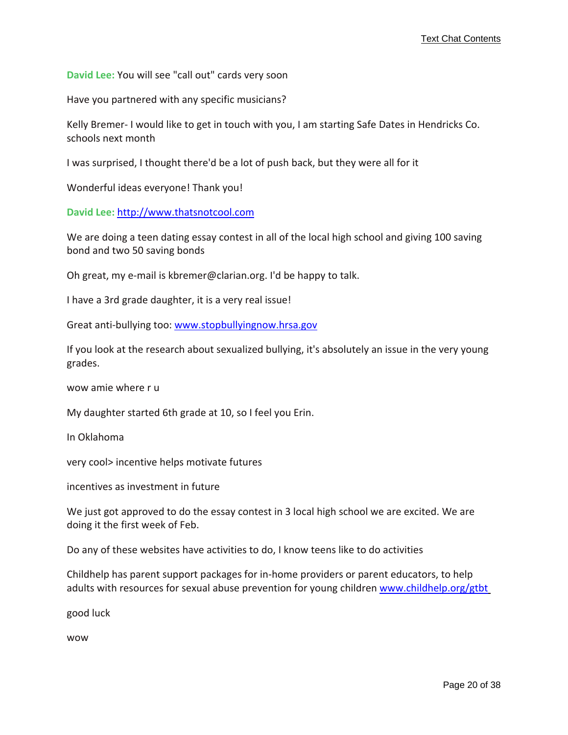**David Lee:** You will see "call out" cards very soon

Have you partnered with any specific musicians?

Kelly Bremer- I would like to get in touch with you, I am starting Safe Dates in Hendricks Co. schools next month

I was surprised, I thought there'd be a lot of push back, but they were all for it

Wonderful ideas everyone! Thank you!

**David Lee:** [http://www.thatsnotcool.com](http://www.thatsnotcool.com)

We are doing a teen dating essay contest in all of the local high school and giving 100 saving bond and two 50 saving bonds

Oh great, my e-mail is kbremer@clarian.org. I'd be happy to talk.

I have a 3rd grade daughter, it is a very real issue!

Great anti-bullying too: [www.stopbullyingnow.hrsa.gov](http://www.stopbullyingnow.hrsa.gov)

If you look at the research about sexualized bullying, it's absolutely an issue in the very young grades.

wow amie where r u

My daughter started 6th grade at 10, so I feel you Erin.

In Oklahoma

very cool> incentive helps motivate futures

incentives as investment in future

We just got approved to do the essay contest in 3 local high school we are excited. We are doing it the first week of Feb.

Do any of these websites have activities to do, I know teens like to do activities

Childhelp has parent support packages for in-home providers or parent educators, to help adults with resources for sexual abuse prevention for young children [www.childhelp.org/gtbt](http://www.childhelp.org/gtbt)

good luck

wow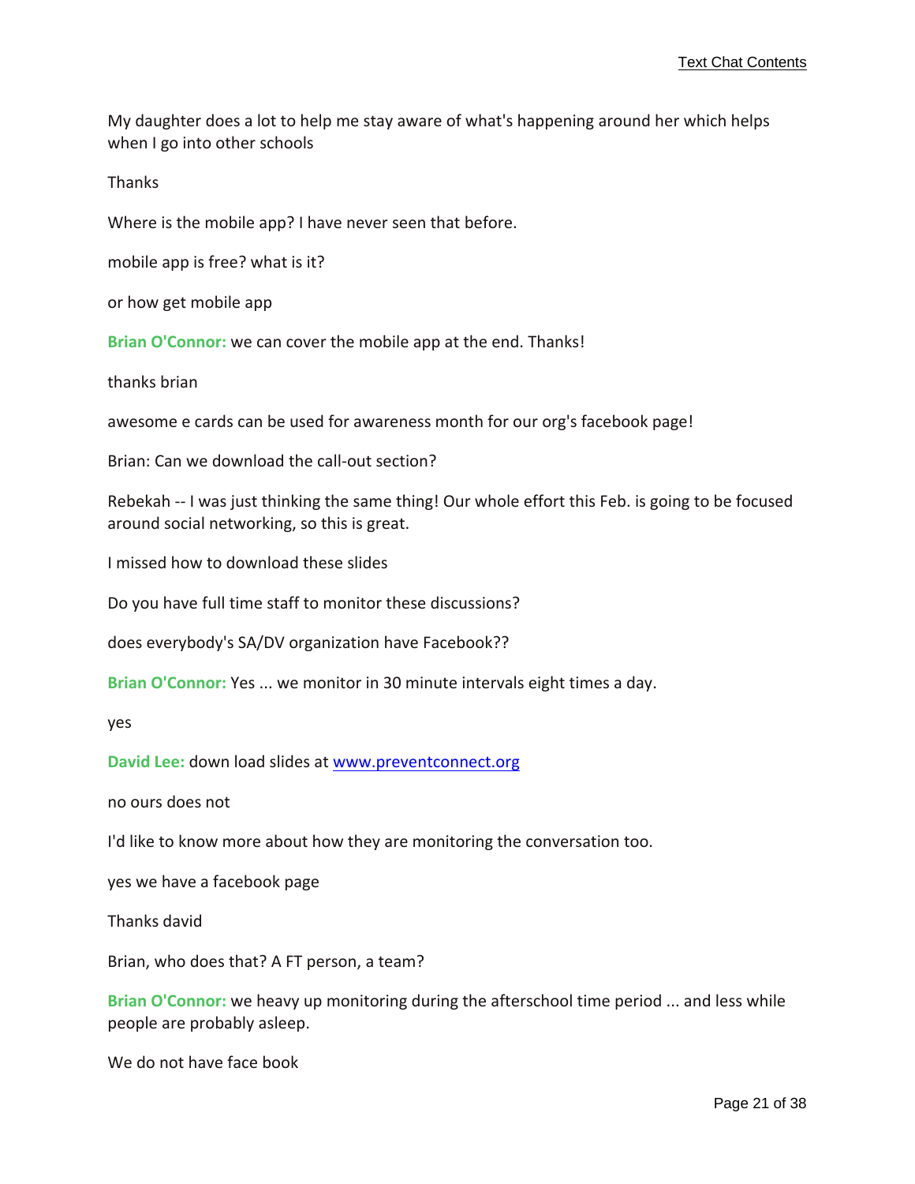My daughter does a lot to help me stay aware of what's happening around her which helps when I go into other schools

Thanks

Where is the mobile app? I have never seen that before.

mobile app is free? what is it?

or how get mobile app

**Brian O'Connor:** we can cover the mobile app at the end. Thanks!

thanks brian

awesome e cards can be used for awareness month for our org's facebook page!

Brian: Can we download the call-out section?

Rebekah -- I was just thinking the same thing! Our whole effort this Feb. is going to be focused around social networking, so this is great.

I missed how to download these slides

Do you have full time staff to monitor these discussions?

does everybody's SA/DV organization have Facebook??

**Brian O'Connor:** Yes ... we monitor in 30 minute intervals eight times a day.

yes

**David Lee:** down load slides at [www.preventconnect.org](http://www.preventconnect.org)

no ours does not

I'd like to know more about how they are monitoring the conversation too.

yes we have a facebook page

Thanks david

Brian, who does that? A FT person, a team?

**Brian O'Connor:** we heavy up monitoring during the afterschool time period ... and less while people are probably asleep.

We do not have face book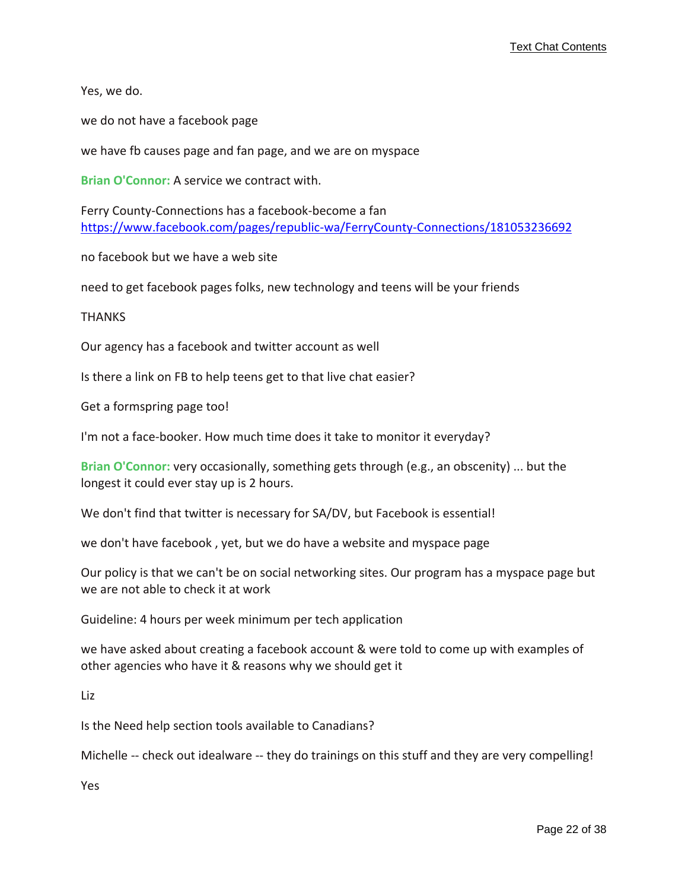Yes, we do.

we do not have a facebook page

we have fb causes page and fan page, and we are on myspace

**Brian O'Connor:** A service we contract with.

Ferry County-Connections has a facebook-become a fan
https://www.facebook.com/pages/republic-wa/FerryCounty-Connections/181053236692

no facebook but we have a web site

need to get facebook pages folks, new technology and teens will be your friends

THANKS

Our agency has a facebook and twitter account as well

Is there a link on FB to help teens get to that live chat easier?

Get a formspring page too!

I'm not a face-booker. How much time does it take to monitor it everyday?

**Brian O'Connor:** very occasionally, something gets through (e.g., an obscenity) ... but the longest it could ever stay up is 2 hours.

We don't find that twitter is necessary for SA/DV, but Facebook is essential!

we don't have facebook , yet, but we do have a website and myspace page

Our policy is that we can't be on social networking sites. Our program has a myspace page but we are not able to check it at work

Guideline: 4 hours per week minimum per tech application

we have asked about creating a facebook account & were told to come up with examples of other agencies who have it & reasons why we should get it

Liz

Is the Need help section tools available to Canadians?

Michelle -- check out idealware -- they do trainings on this stuff and they are very compelling!

Yes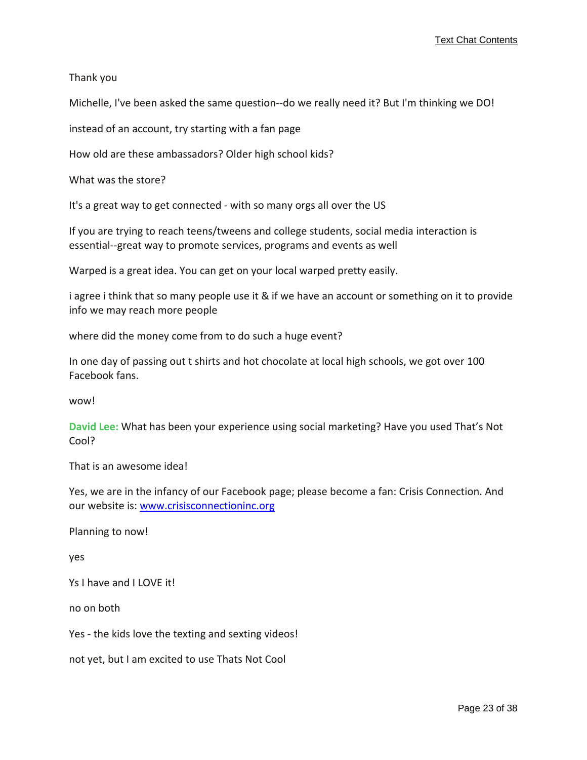Thank you

Michelle, I've been asked the same question--do we really need it? But I'm thinking we DO!

instead of an account, try starting with a fan page

How old are these ambassadors? Older high school kids?

What was the store?

It's a great way to get connected - with so many orgs all over the US

If you are trying to reach teens/tweens and college students, social media interaction is essential--great way to promote services, programs and events as well

Warped is a great idea. You can get on your local warped pretty easily.

i agree i think that so many people use it & if we have an account or something on it to provide info we may reach more people

where did the money come from to do such a huge event?

In one day of passing out t shirts and hot chocolate at local high schools, we got over 100 Facebook fans.

wow!

**David Lee:** What has been your experience using social marketing? Have you used That's Not Cool?

That is an awesome idea!

Yes, we are in the infancy of our Facebook page; please become a fan: Crisis Connection. And our website is: www.crisisconnectioninc.org

Planning to now!

yes

Ys I have and I LOVE it!

no on both

Yes - the kids love the texting and sexting videos!

not yet, but I am excited to use Thats Not Cool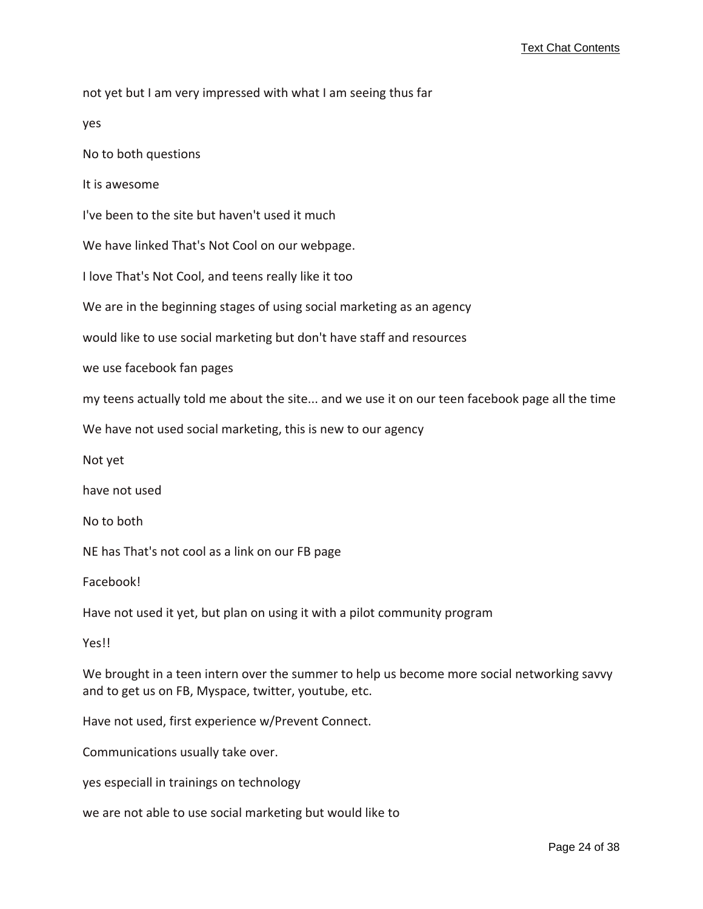not yet but I am very impressed with what I am seeing thus far

yes

No to both questions

It is awesome

I've been to the site but haven't used it much

We have linked That's Not Cool on our webpage.

I love That's Not Cool, and teens really like it too

We are in the beginning stages of using social marketing as an agency

would like to use social marketing but don't have staff and resources

we use facebook fan pages

my teens actually told me about the site... and we use it on our teen facebook page all the time

We have not used social marketing, this is new to our agency

Not yet

have not used

No to both

NE has That's not cool as a link on our FB page

Facebook!

Have not used it yet, but plan on using it with a pilot community program

Yes!!

We brought in a teen intern over the summer to help us become more social networking savvy and to get us on FB, Myspace, twitter, youtube, etc.

Have not used, first experience w/Prevent Connect.

Communications usually take over.

yes especiall in trainings on technology

we are not able to use social marketing but would like to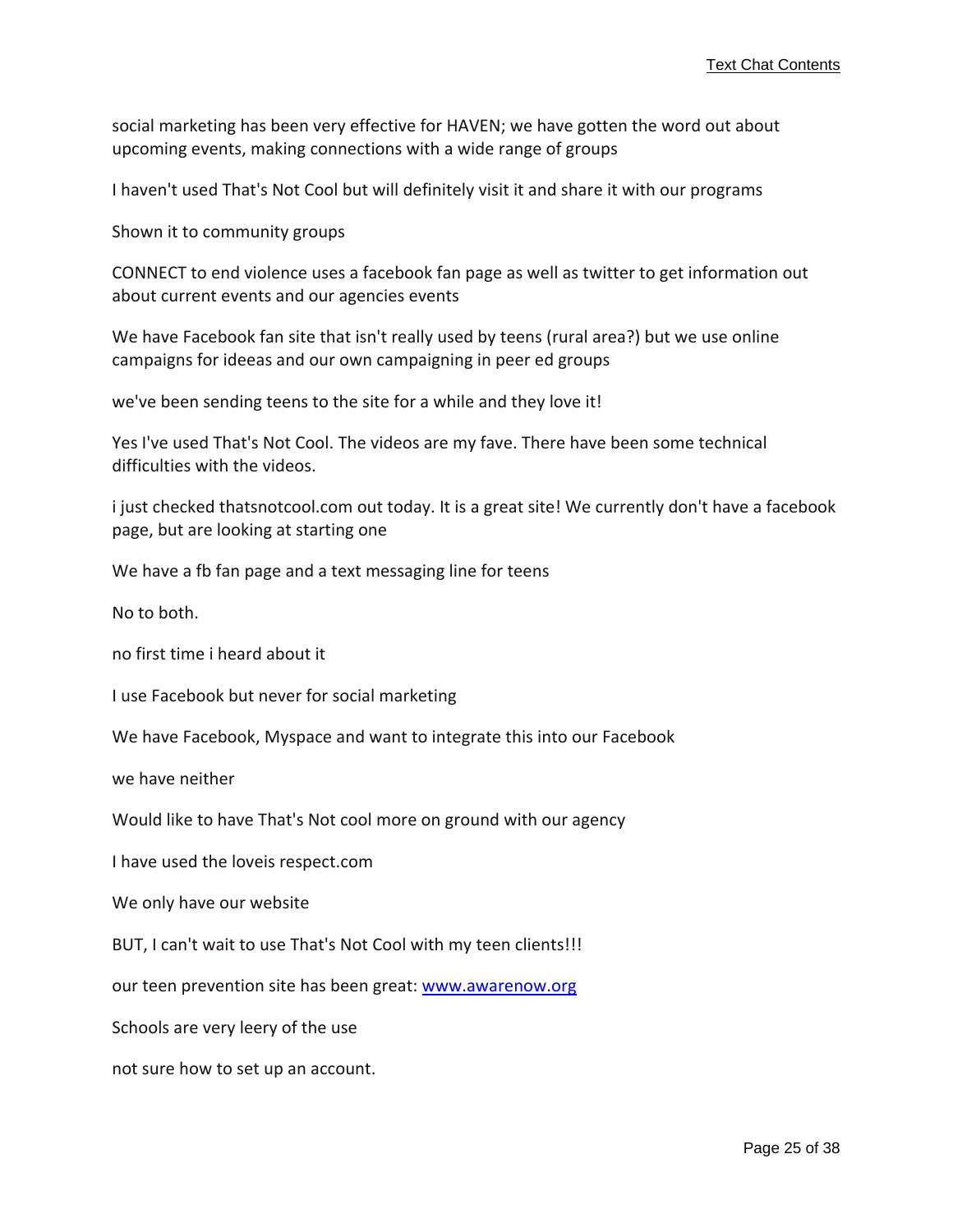social marketing has been very effective for HAVEN; we have gotten the word out about upcoming events, making connections with a wide range of groups

I haven't used That's Not Cool but will definitely visit it and share it with our programs

Shown it to community groups

CONNECT to end violence uses a facebook fan page as well as twitter to get information out about current events and our agencies events

We have Facebook fan site that isn't really used by teens (rural area?) but we use online campaigns for ideeas and our own campaigning in peer ed groups

we've been sending teens to the site for a while and they love it!

Yes I've used That's Not Cool. The videos are my fave. There have been some technical difficulties with the videos.

i just checked thatsnotcool.com out today. It is a great site! We currently don't have a facebook page, but are looking at starting one

We have a fb fan page and a text messaging line for teens

No to both.

no first time i heard about it

I use Facebook but never for social marketing

We have Facebook, Myspace and want to integrate this into our Facebook

we have neither

Would like to have That's Not cool more on ground with our agency

I have used the loveis respect.com

We only have our website

BUT, I can't wait to use That's Not Cool with my teen clients!!!

our teen prevention site has been great: [www.awarenow.org](http://www.awarenow.org)

Schools are very leery of the use

not sure how to set up an account.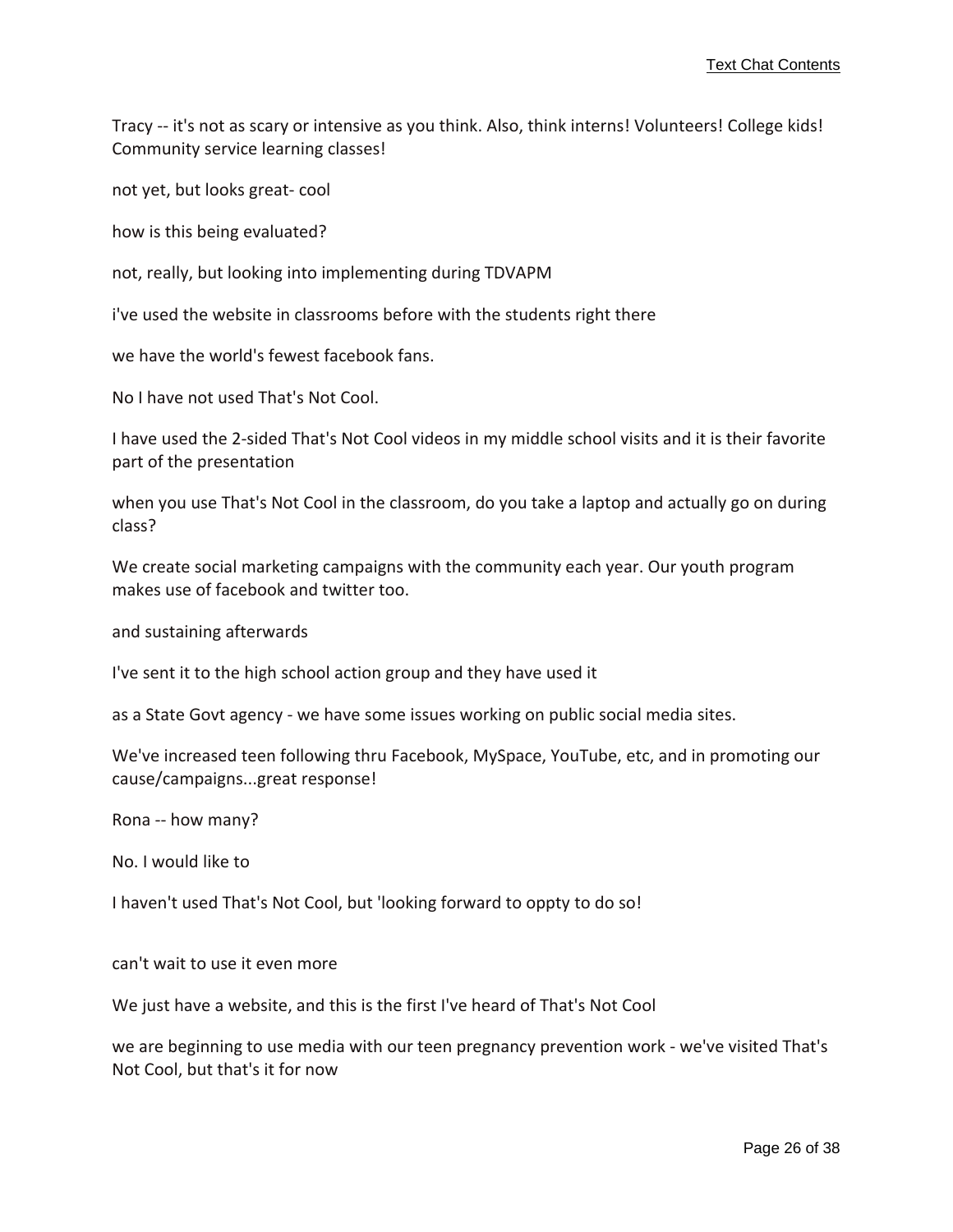Tracy -- it's not as scary or intensive as you think. Also, think interns! Volunteers! College kids! Community service learning classes!

not yet, but looks great- cool

how is this being evaluated?

not, really, but looking into implementing during TDVAPM

i've used the website in classrooms before with the students right there

we have the world's fewest facebook fans.

No I have not used That's Not Cool.

I have used the 2-sided That's Not Cool videos in my middle school visits and it is their favorite part of the presentation

when you use That's Not Cool in the classroom, do you take a laptop and actually go on during class?

We create social marketing campaigns with the community each year. Our youth program makes use of facebook and twitter too.

and sustaining afterwards

I've sent it to the high school action group and they have used it

as a State Govt agency - we have some issues working on public social media sites.

We've increased teen following thru Facebook, MySpace, YouTube, etc, and in promoting our cause/campaigns...great response!

Rona -- how many?

No. I would like to

I haven't used That's Not Cool, but 'looking forward to oppty to do so!

can't wait to use it even more

We just have a website, and this is the first I've heard of That's Not Cool

we are beginning to use media with our teen pregnancy prevention work - we've visited That's Not Cool, but that's it for now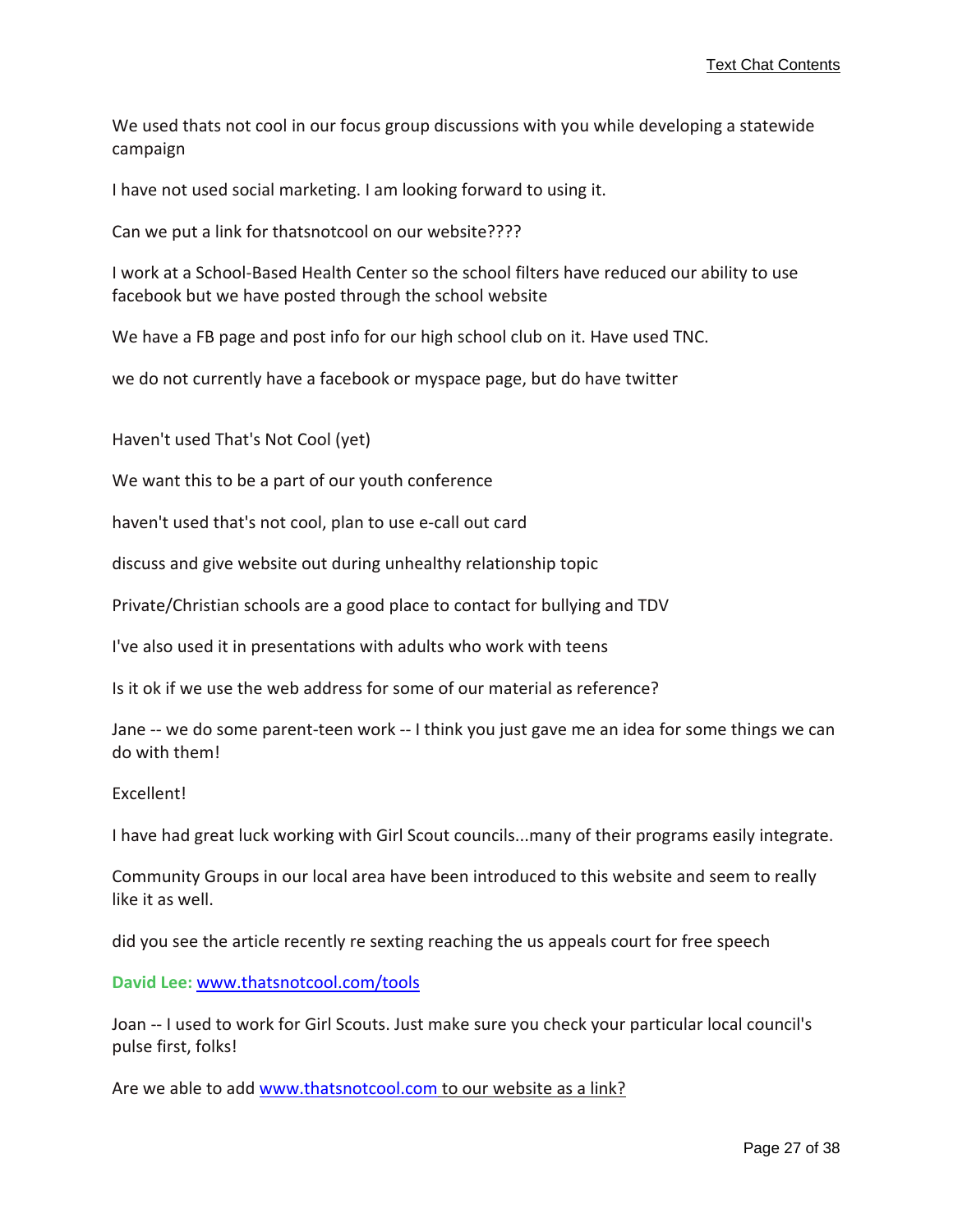We used thats not cool in our focus group discussions with you while developing a statewide campaign

I have not used social marketing. I am looking forward to using it.

Can we put a link for thatsnotcool on our website????

I work at a School-Based Health Center so the school filters have reduced our ability to use facebook but we have posted through the school website

We have a FB page and post info for our high school club on it. Have used TNC.

we do not currently have a facebook or myspace page, but do have twitter

Haven't used That's Not Cool (yet)

We want this to be a part of our youth conference

haven't used that's not cool, plan to use e-call out card

discuss and give website out during unhealthy relationship topic

Private/Christian schools are a good place to contact for bullying and TDV

I've also used it in presentations with adults who work with teens

Is it ok if we use the web address for some of our material as reference?

Jane -- we do some parent-teen work -- I think you just gave me an idea for some things we can do with them!

Excellent!

I have had great luck working with Girl Scout councils...many of their programs easily integrate.

Community Groups in our local area have been introduced to this website and seem to really like it as well.

did you see the article recently re sexting reaching the us appeals court for free speech

**David Lee:** www.thatsnotcool.com/tools

Joan -- I used to work for Girl Scouts. Just make sure you check your particular local council's pulse first, folks!

Are we able to add www.thatsnotcool.com to our website as a link?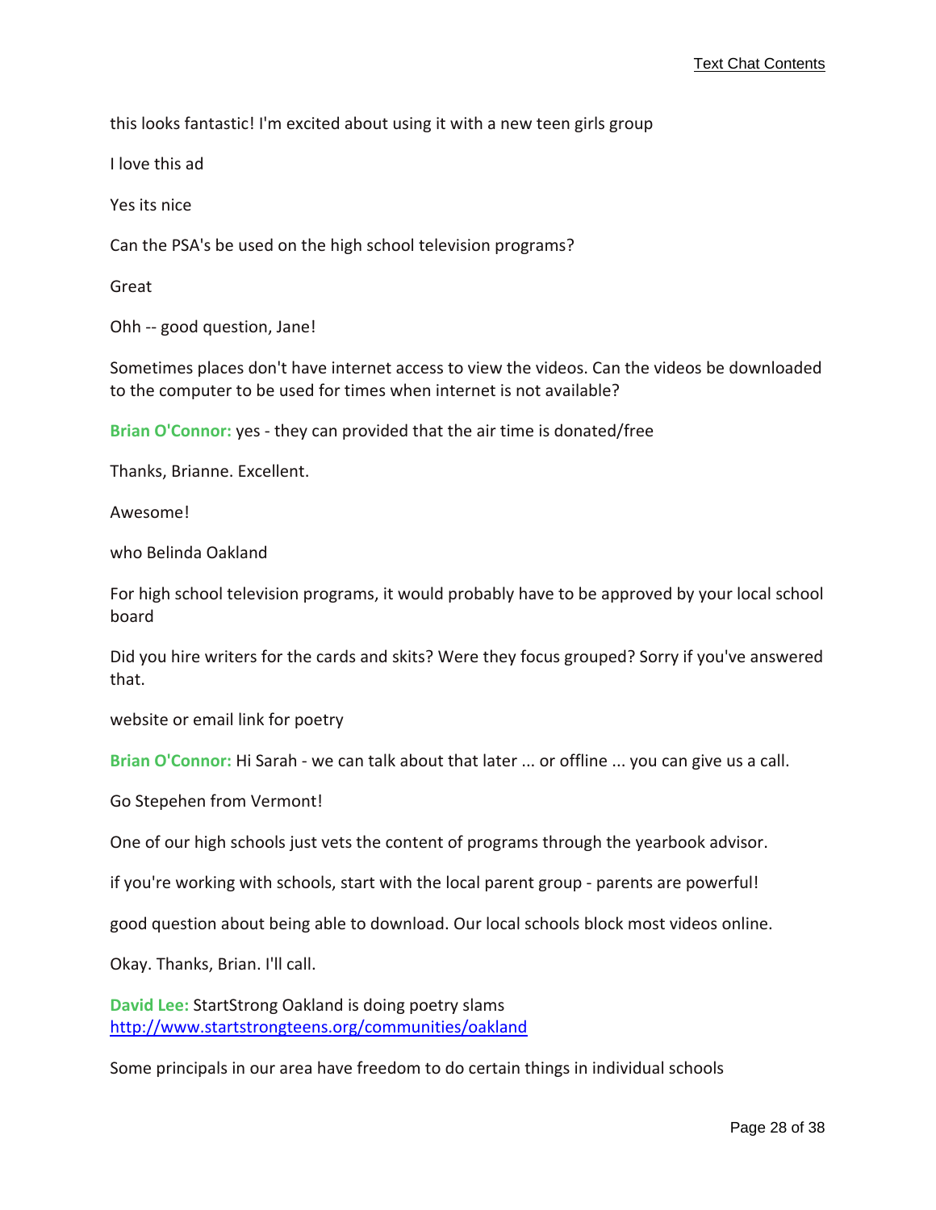this looks fantastic! I'm excited about using it with a new teen girls group

I love this ad

Yes its nice

Can the PSA's be used on the high school television programs?

Great

Ohh -- good question, Jane!

Sometimes places don't have internet access to view the videos. Can the videos be downloaded to the computer to be used for times when internet is not available?

**Brian O'Connor:** yes - they can provided that the air time is donated/free

Thanks, Brianne. Excellent.

Awesome!

who Belinda Oakland

For high school television programs, it would probably have to be approved by your local school board

Did you hire writers for the cards and skits? Were they focus grouped? Sorry if you've answered that.

website or email link for poetry

**Brian O'Connor:** Hi Sarah - we can talk about that later ... or offline ... you can give us a call.

Go Stepehen from Vermont!

One of our high schools just vets the content of programs through the yearbook advisor.

if you're working with schools, start with the local parent group - parents are powerful!

good question about being able to download. Our local schools block most videos online.

Okay. Thanks, Brian. I'll call.

**David Lee:** StartStrong Oakland is doing poetry slams
http://www.startstrongteens.org/communities/oakland

Some principals in our area have freedom to do certain things in individual schools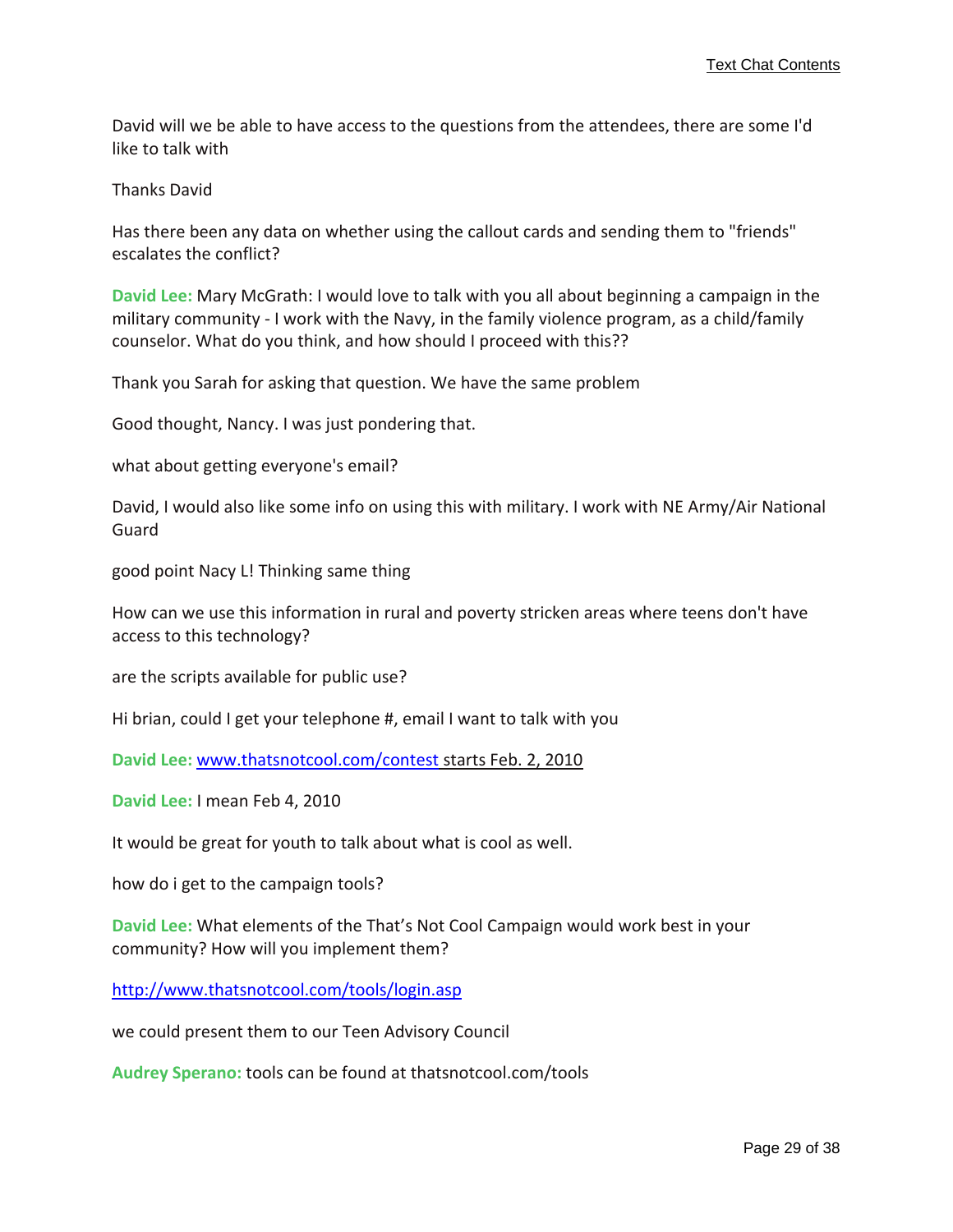David will we be able to have access to the questions from the attendees, there are some I'd like to talk with

Thanks David

Has there been any data on whether using the callout cards and sending them to "friends" escalates the conflict?

**David Lee:** Mary McGrath: I would love to talk with you all about beginning a campaign in the military community - I work with the Navy, in the family violence program, as a child/family counselor. What do you think, and how should I proceed with this??

Thank you Sarah for asking that question. We have the same problem

Good thought, Nancy. I was just pondering that.

what about getting everyone's email?

David, I would also like some info on using this with military. I work with NE Army/Air National Guard

good point Nacy L! Thinking same thing

How can we use this information in rural and poverty stricken areas where teens don't have access to this technology?

are the scripts available for public use?

Hi brian, could I get your telephone #, email I want to talk with you

**David Lee:** www.thatsnotcool.com/contest starts Feb. 2, 2010

**David Lee:** I mean Feb 4, 2010

It would be great for youth to talk about what is cool as well.

how do i get to the campaign tools?

**David Lee:** What elements of the That's Not Cool Campaign would work best in your community? How will you implement them?

http://www.thatsnotcool.com/tools/login.asp

we could present them to our Teen Advisory Council

**Audrey Sperano:** tools can be found at thatsnotcool.com/tools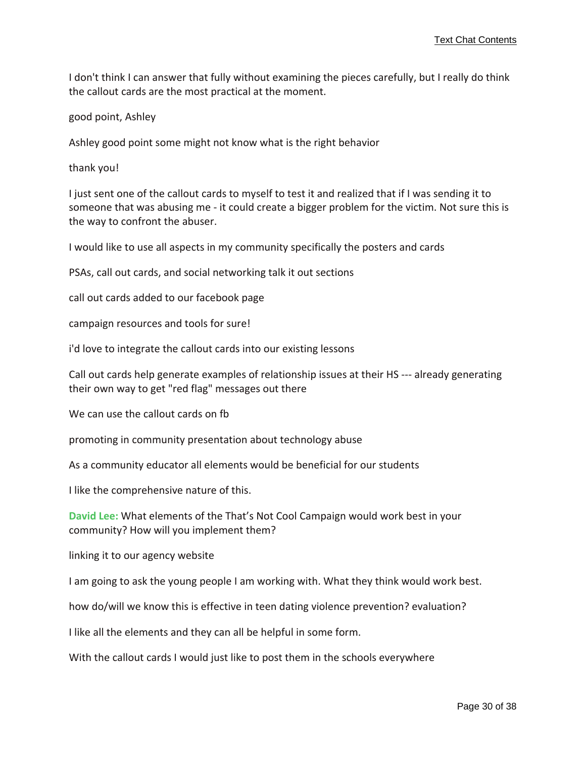I don't think I can answer that fully without examining the pieces carefully, but I really do think the callout cards are the most practical at the moment.

good point, Ashley

Ashley good point some might not know what is the right behavior

thank you!

I just sent one of the callout cards to myself to test it and realized that if I was sending it to someone that was abusing me - it could create a bigger problem for the victim. Not sure this is the way to confront the abuser.

I would like to use all aspects in my community specifically the posters and cards

PSAs, call out cards, and social networking talk it out sections

call out cards added to our facebook page

campaign resources and tools for sure!

i'd love to integrate the callout cards into our existing lessons

Call out cards help generate examples of relationship issues at their HS --- already generating their own way to get "red flag" messages out there

We can use the callout cards on fb

promoting in community presentation about technology abuse

As a community educator all elements would be beneficial for our students

I like the comprehensive nature of this.

**David Lee:** What elements of the That's Not Cool Campaign would work best in your community? How will you implement them?

linking it to our agency website

I am going to ask the young people I am working with. What they think would work best.

how do/will we know this is effective in teen dating violence prevention? evaluation?

I like all the elements and they can all be helpful in some form.

With the callout cards I would just like to post them in the schools everywhere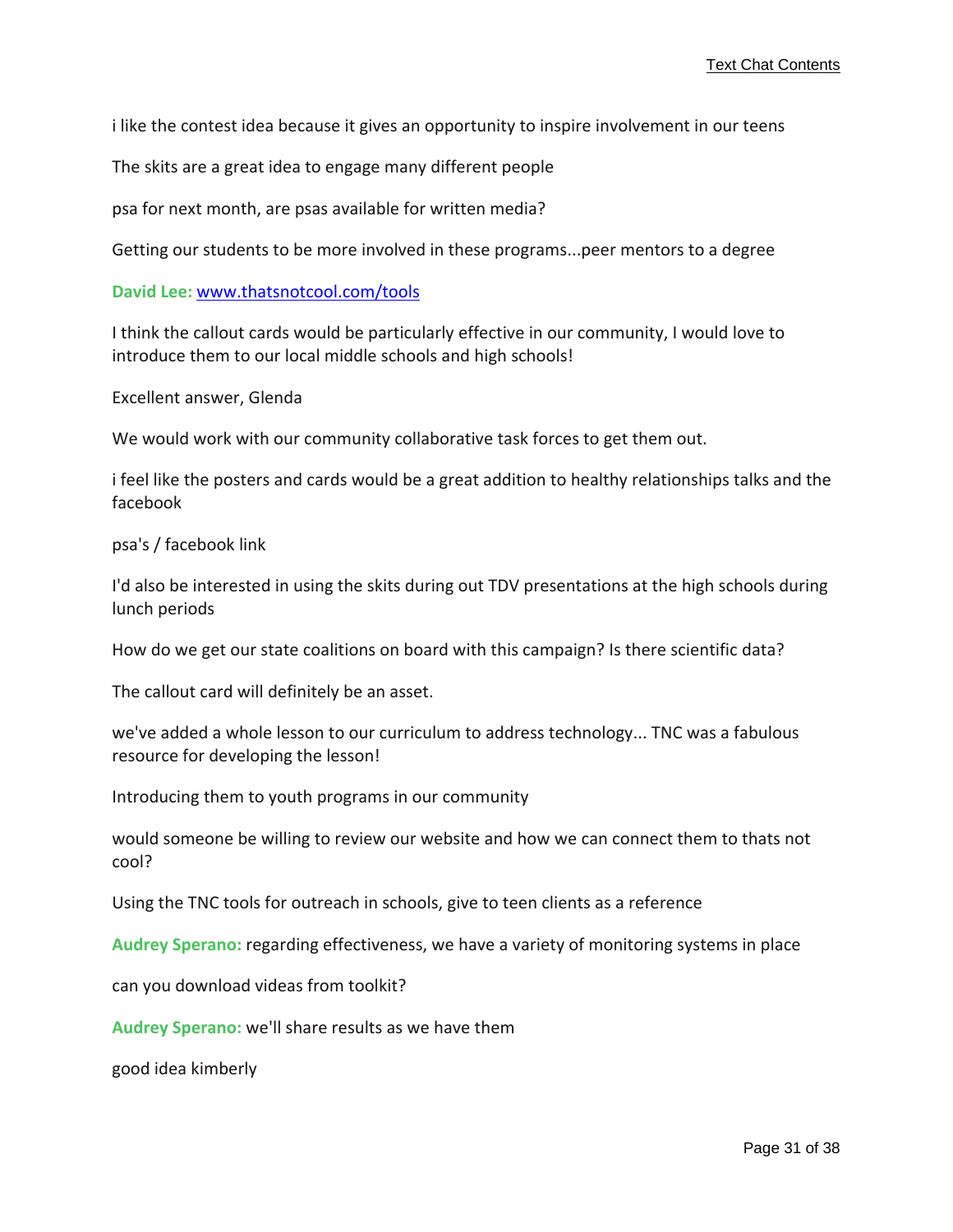i like the contest idea because it gives an opportunity to inspire involvement in our teens

The skits are a great idea to engage many different people

psa for next month, are psas available for written media?

Getting our students to be more involved in these programs...peer mentors to a degree

**David Lee:** [www.thatsnotcool.com/tools](www.thatsnotcool.com/tools)

I think the callout cards would be particularly effective in our community, I would love to introduce them to our local middle schools and high schools!

Excellent answer, Glenda

We would work with our community collaborative task forces to get them out.

i feel like the posters and cards would be a great addition to healthy relationships talks and the facebook

psa's / facebook link

I'd also be interested in using the skits during out TDV presentations at the high schools during lunch periods

How do we get our state coalitions on board with this campaign? Is there scientific data?

The callout card will definitely be an asset.

we've added a whole lesson to our curriculum to address technology... TNC was a fabulous resource for developing the lesson!

Introducing them to youth programs in our community

would someone be willing to review our website and how we can connect them to thats not cool?

Using the TNC tools for outreach in schools, give to teen clients as a reference

**Audrey Sperano:** regarding effectiveness, we have a variety of monitoring systems in place

can you download videas from toolkit?

**Audrey Sperano:** we'll share results as we have them

good idea kimberly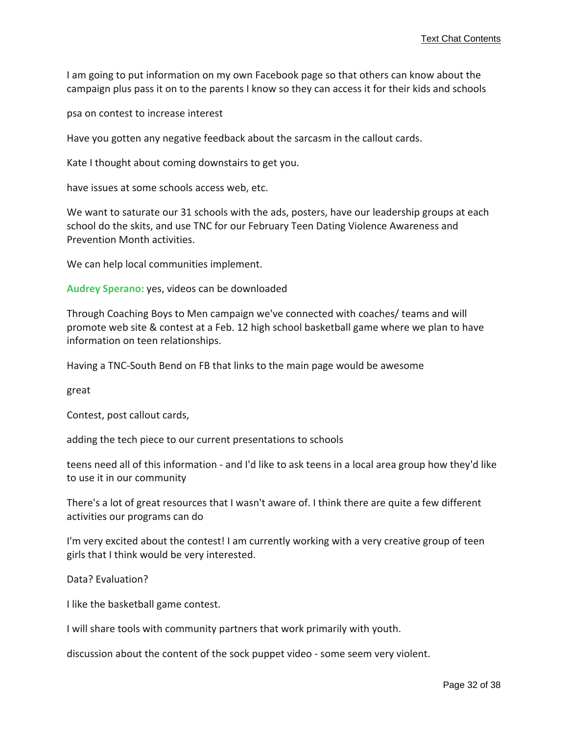I am going to put information on my own Facebook page so that others can know about the campaign plus pass it on to the parents I know so they can access it for their kids and schools

psa on contest to increase interest

Have you gotten any negative feedback about the sarcasm in the callout cards.

Kate I thought about coming downstairs to get you.

have issues at some schools access web, etc.

We want to saturate our 31 schools with the ads, posters, have our leadership groups at each school do the skits, and use TNC for our February Teen Dating Violence Awareness and Prevention Month activities.

We can help local communities implement.

**Audrey Sperano:** yes, videos can be downloaded

Through Coaching Boys to Men campaign we've connected with coaches/ teams and will promote web site & contest at a Feb. 12 high school basketball game where we plan to have information on teen relationships.

Having a TNC-South Bend on FB that links to the main page would be awesome

great

Contest, post callout cards,

adding the tech piece to our current presentations to schools

teens need all of this information - and I'd like to ask teens in a local area group how they'd like to use it in our community

There's a lot of great resources that I wasn't aware of. I think there are quite a few different activities our programs can do

I'm very excited about the contest! I am currently working with a very creative group of teen girls that I think would be very interested.

Data? Evaluation?

I like the basketball game contest.

I will share tools with community partners that work primarily with youth.

discussion about the content of the sock puppet video - some seem very violent.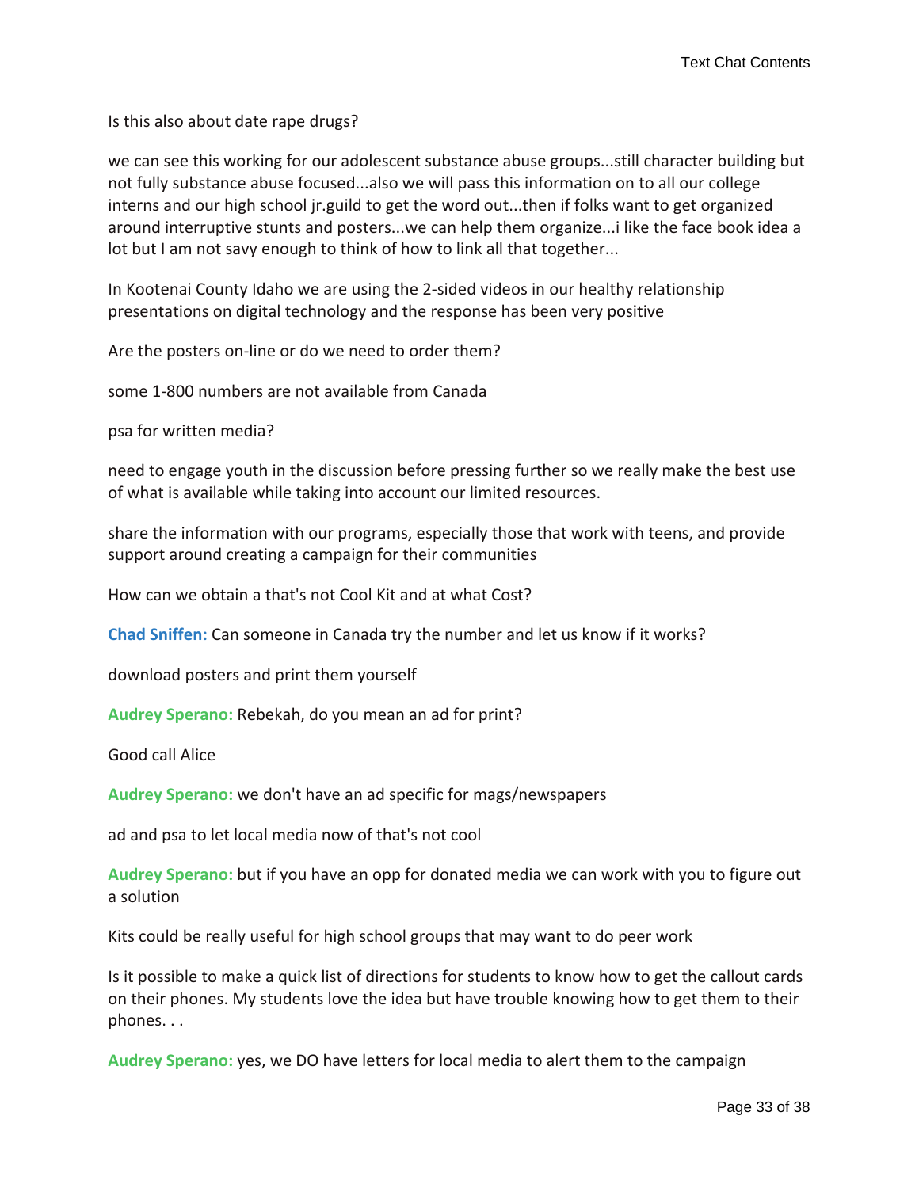Is this also about date rape drugs?

we can see this working for our adolescent substance abuse groups...still character building but not fully substance abuse focused...also we will pass this information on to all our college interns and our high school jr.guild to get the word out...then if folks want to get organized around interruptive stunts and posters...we can help them organize...i like the face book idea a lot but I am not savy enough to think of how to link all that together...

In Kootenai County Idaho we are using the 2-sided videos in our healthy relationship presentations on digital technology and the response has been very positive

Are the posters on-line or do we need to order them?

some 1-800 numbers are not available from Canada

psa for written media?

need to engage youth in the discussion before pressing further so we really make the best use of what is available while taking into account our limited resources.

share the information with our programs, especially those that work with teens, and provide support around creating a campaign for their communities

How can we obtain a that's not Cool Kit and at what Cost?

**Chad Sniffen:** Can someone in Canada try the number and let us know if it works?

download posters and print them yourself

**Audrey Sperano:** Rebekah, do you mean an ad for print?

Good call Alice

**Audrey Sperano:** we don't have an ad specific for mags/newspapers

ad and psa to let local media now of that's not cool

**Audrey Sperano:** but if you have an opp for donated media we can work with you to figure out a solution

Kits could be really useful for high school groups that may want to do peer work

Is it possible to make a quick list of directions for students to know how to get the callout cards on their phones. My students love the idea but have trouble knowing how to get them to their phones. . .

**Audrey Sperano:** yes, we DO have letters for local media to alert them to the campaign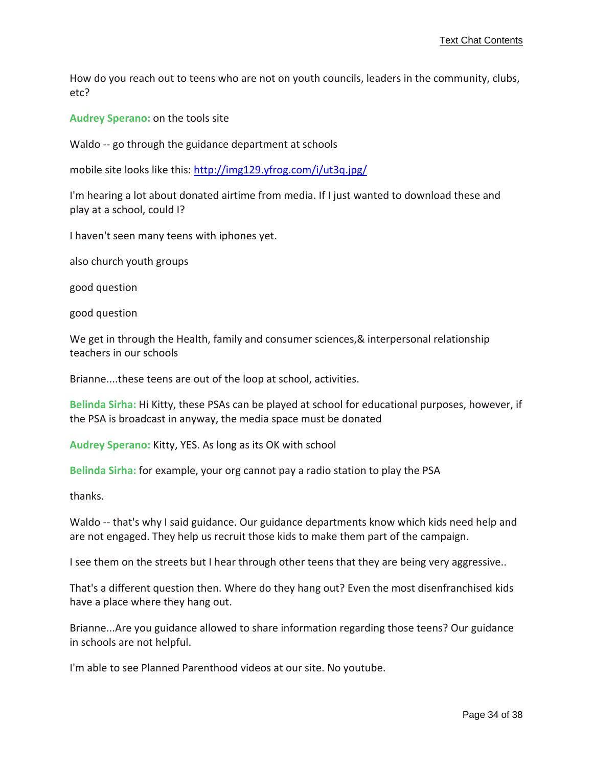How do you reach out to teens who are not on youth councils, leaders in the community, clubs, etc?

**Audrey Sperano:** on the tools site

Waldo -- go through the guidance department at schools

mobile site looks like this: [http://img129.yfrog.com/i/ut3q.jpg/](http://img129.yfrog.com/i/ut3q.jpg/)

I'm hearing a lot about donated airtime from media. If I just wanted to download these and play at a school, could I?

I haven't seen many teens with iphones yet.

also church youth groups

good question

good question

We get in through the Health, family and consumer sciences,& interpersonal relationship teachers in our schools

Brianne....these teens are out of the loop at school, activities.

**Belinda Sirha:** Hi Kitty, these PSAs can be played at school for educational purposes, however, if the PSA is broadcast in anyway, the media space must be donated

**Audrey Sperano:** Kitty, YES. As long as its OK with school

**Belinda Sirha:** for example, your org cannot pay a radio station to play the PSA

thanks.

Waldo -- that's why I said guidance. Our guidance departments know which kids need help and are not engaged. They help us recruit those kids to make them part of the campaign.

I see them on the streets but I hear through other teens that they are being very aggressive..

That's a different question then. Where do they hang out? Even the most disenfranchised kids have a place where they hang out.

Brianne...Are you guidance allowed to share information regarding those teens? Our guidance in schools are not helpful.

I'm able to see Planned Parenthood videos at our site. No youtube.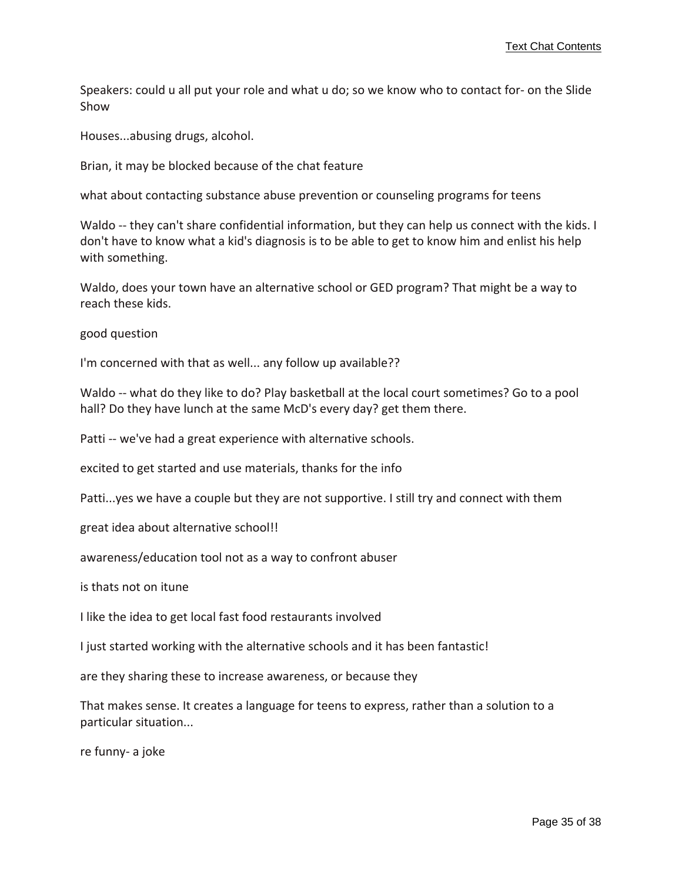Speakers: could u all put your role and what u do; so we know who to contact for- on the Slide Show

Houses...abusing drugs, alcohol.

Brian, it may be blocked because of the chat feature

what about contacting substance abuse prevention or counseling programs for teens

Waldo -- they can't share confidential information, but they can help us connect with the kids. I don't have to know what a kid's diagnosis is to be able to get to know him and enlist his help with something.

Waldo, does your town have an alternative school or GED program? That might be a way to reach these kids.

good question

I'm concerned with that as well... any follow up available??

Waldo -- what do they like to do? Play basketball at the local court sometimes? Go to a pool hall? Do they have lunch at the same McD's every day? get them there.

Patti -- we've had a great experience with alternative schools.

excited to get started and use materials, thanks for the info

Patti...yes we have a couple but they are not supportive. I still try and connect with them

great idea about alternative school!!

awareness/education tool not as a way to confront abuser

is thats not on itune

I like the idea to get local fast food restaurants involved

I just started working with the alternative schools and it has been fantastic!

are they sharing these to increase awareness, or because they

That makes sense. It creates a language for teens to express, rather than a solution to a particular situation...

re funny- a joke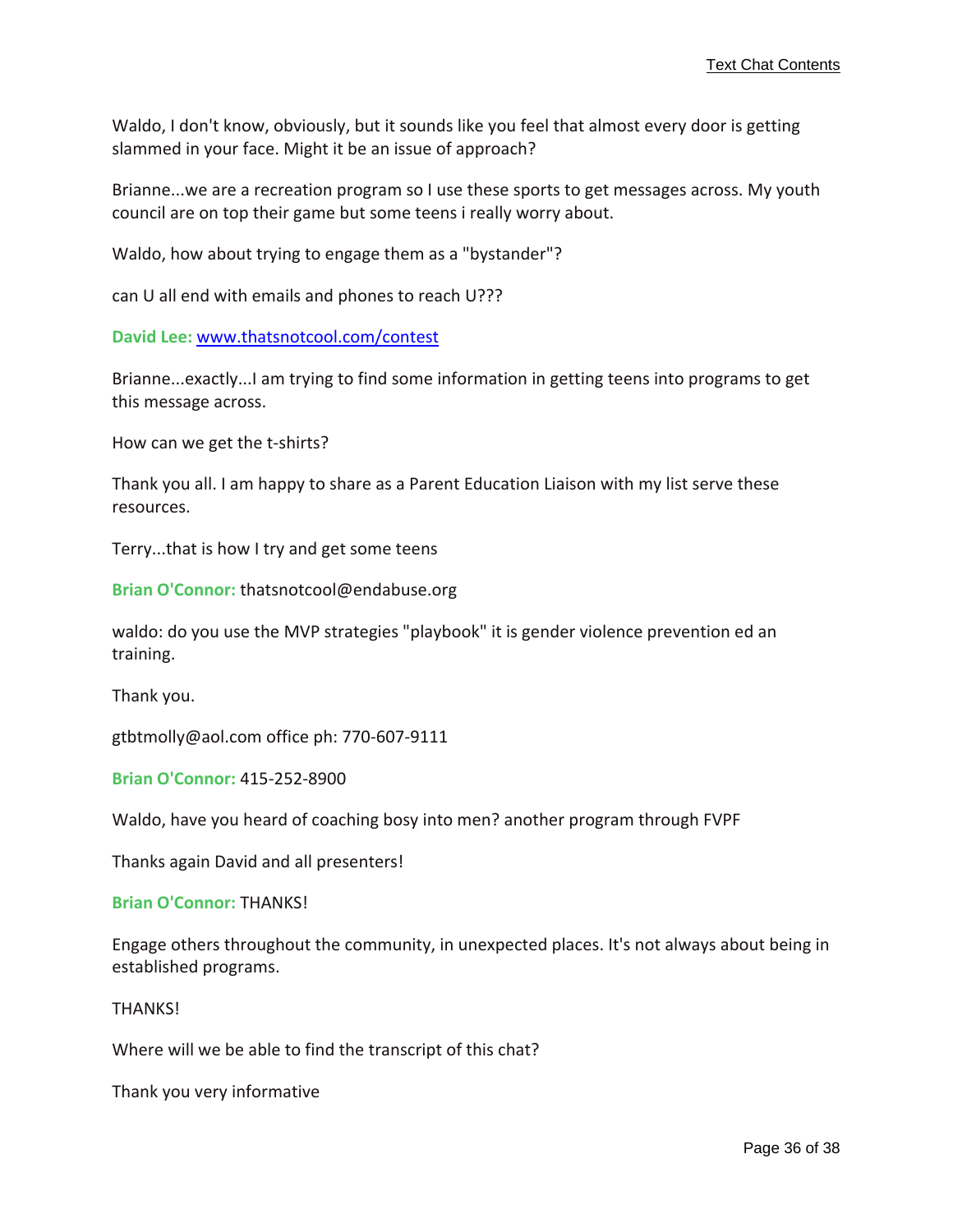Waldo, I don't know, obviously, but it sounds like you feel that almost every door is getting slammed in your face. Might it be an issue of approach?

Brianne...we are a recreation program so I use these sports to get messages across. My youth council are on top their game but some teens i really worry about.

Waldo, how about trying to engage them as a "bystander"?

can U all end with emails and phones to reach U???

**David Lee:** www.thatsnotcool.com/contest

Brianne...exactly...I am trying to find some information in getting teens into programs to get this message across.

How can we get the t-shirts?

Thank you all. I am happy to share as a Parent Education Liaison with my list serve these resources.

Terry...that is how I try and get some teens

**Brian O'Connor:** thatsnotcool@endabuse.org

waldo: do you use the MVP strategies "playbook" it is gender violence prevention ed an training.

Thank you.

gtbtmolly@aol.com office ph: 770-607-9111

**Brian O'Connor:** 415-252-8900

Waldo, have you heard of coaching bosy into men? another program through FVPF

Thanks again David and all presenters!

**Brian O'Connor:** THANKS!

Engage others throughout the community, in unexpected places. It's not always about being in established programs.

THANKS!

Where will we be able to find the transcript of this chat?

Thank you very informative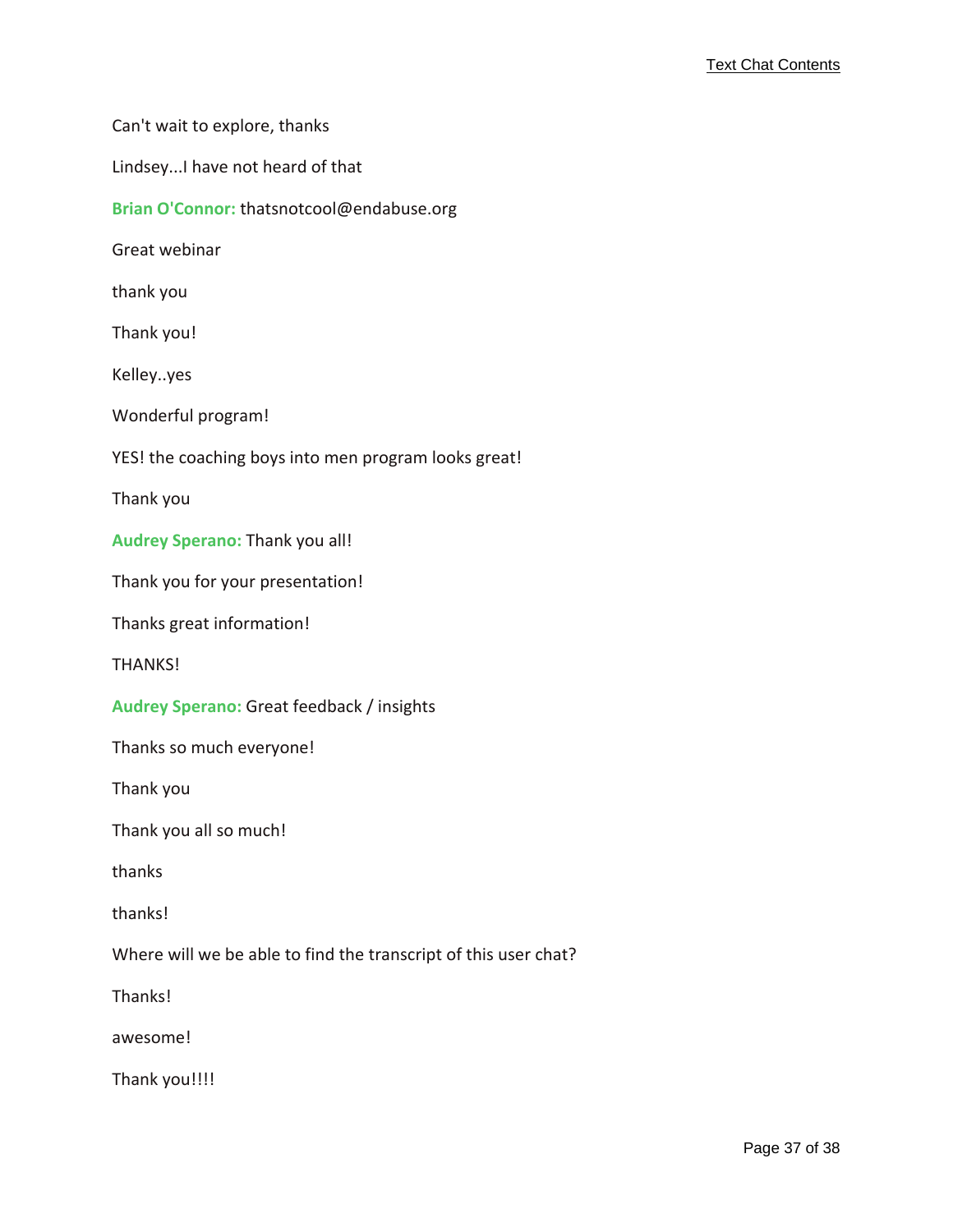Can't wait to explore, thanks

Lindsey...I have not heard of that

**Brian O'Connor:** thatsnotcool@endabuse.org

Great webinar

thank you

Thank you!

Kelley..yes

Wonderful program!

YES! the coaching boys into men program looks great!

Thank you

**Audrey Sperano:** Thank you all!

Thank you for your presentation!

Thanks great information!

THANKS!

**Audrey Sperano:** Great feedback / insights

Thanks so much everyone!

Thank you

Thank you all so much!

thanks

thanks!

Where will we be able to find the transcript of this user chat?

Thanks!

awesome!

Thank you!!!!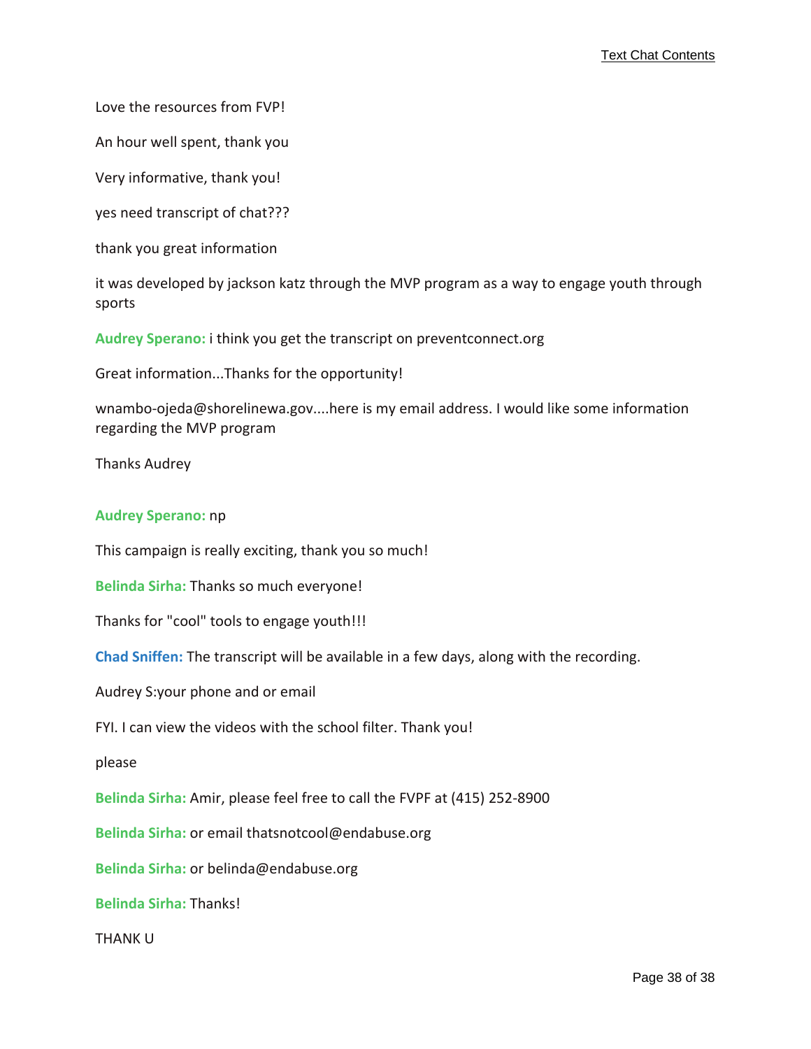Love the resources from FVP!

An hour well spent, thank you

Very informative, thank you!

yes need transcript of chat???

thank you great information

it was developed by jackson katz through the MVP program as a way to engage youth through sports

**Audrey Sperano:** i think you get the transcript on preventconnect.org

Great information...Thanks for the opportunity!

wnambo-ojeda@shorelinewa.gov....here is my email address. I would like some information regarding the MVP program

Thanks Audrey

**Audrey Sperano:** np

This campaign is really exciting, thank you so much!

**Belinda Sirha:** Thanks so much everyone!

Thanks for "cool" tools to engage youth!!!

**Chad Sniffen:** The transcript will be available in a few days, along with the recording.

Audrey S:your phone and or email

FYI. I can view the videos with the school filter. Thank you!

please

**Belinda Sirha:** Amir, please feel free to call the FVPF at (415) 252-8900

**Belinda Sirha:** or email thatsnotcool@endabuse.org

**Belinda Sirha:** or belinda@endabuse.org

**Belinda Sirha:** Thanks!

THANK U